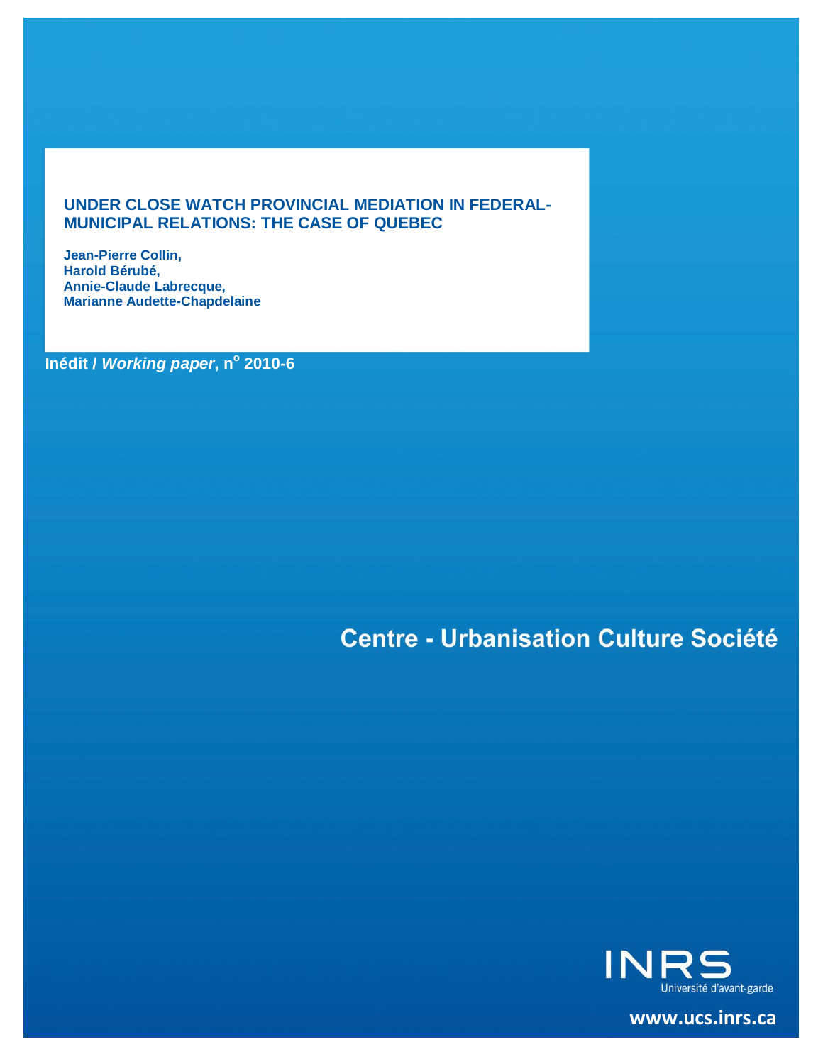# UNDER CLOSE WATCH PROVINCIAL MEDIATION IN FEDERAL-MUNICIPAL RELATIONS: THE CASE OF QUEBEC

**Jean-Pierre Collin,**
**Harold Bérubé,**
**Annie-Claude Labrecque,**
**Marianne Audette-Chapdelaine**

**Inédit / *Working paper*, n$^{o}$ 2010-6**

**Centre - Urbanisation Culture Société**

INRS
Université d'avant-garde

www.ucs.inrs.ca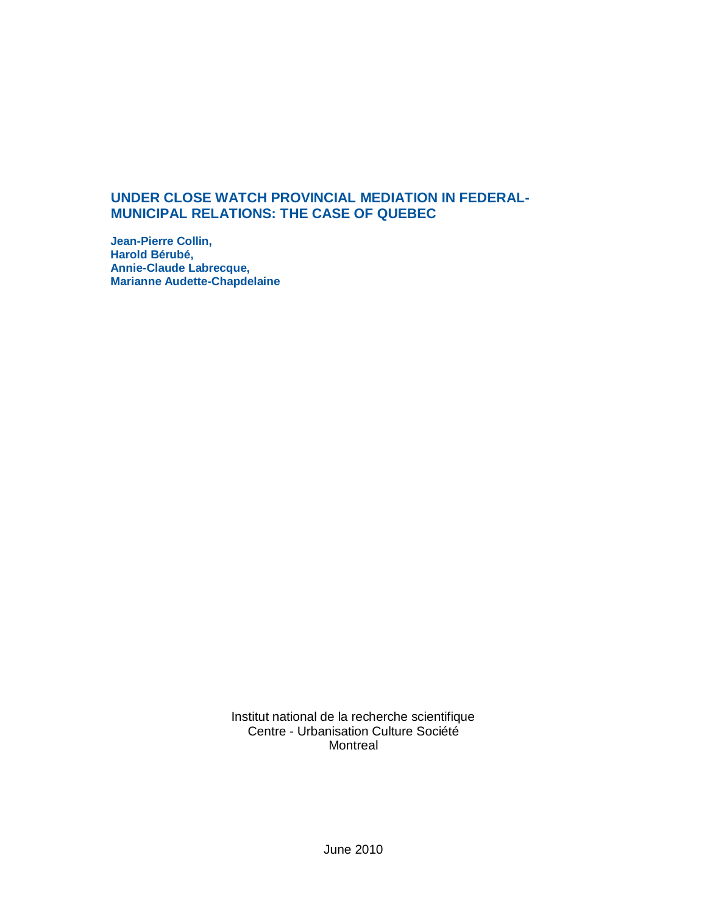# UNDER CLOSE WATCH PROVINCIAL MEDIATION IN FEDERAL-MUNICIPAL RELATIONS: THE CASE OF QUEBEC

**Jean-Pierre Collin,**
**Harold Bérubé,**
**Annie-Claude Labrecque,**
**Marianne Audette-Chapdelaine**

Institut national de la recherche scientifique
Centre - Urbanisation Culture Société
Montreal

June 2010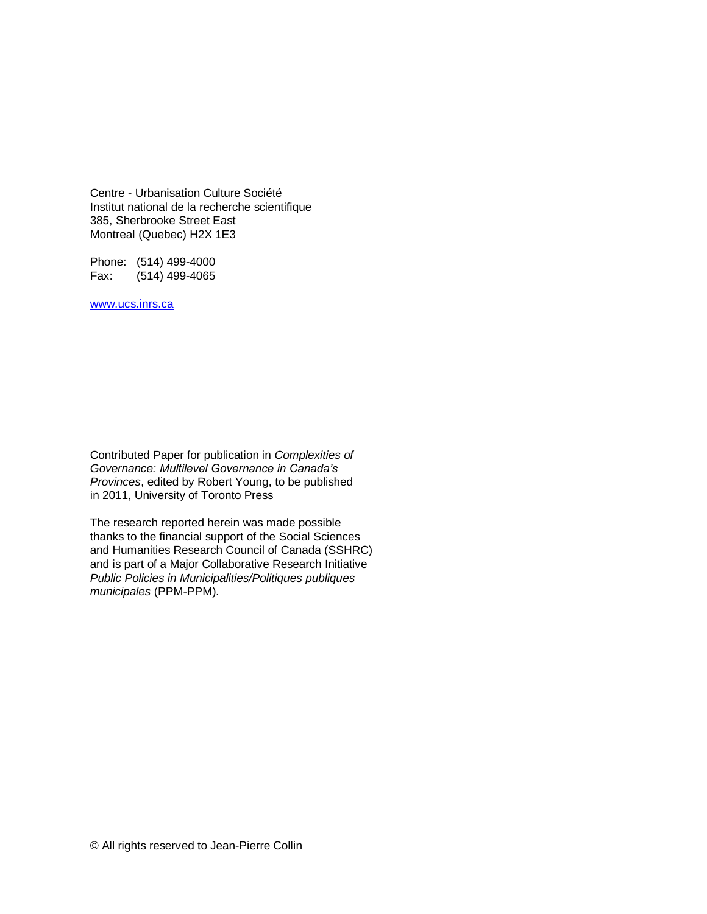Centre - Urbanisation Culture Société
Institut national de la recherche scientifique
385, Sherbrooke Street East
Montreal (Quebec) H2X 1E3

Phone: (514) 499-4000
Fax: (514) 499-4065

[www.ucs.inrs.ca](http://www.ucs.inrs.ca)

Contributed Paper for publication in *Complexities of Governance: Multilevel Governance in Canada's Provinces*, edited by Robert Young, to be published in 2011, University of Toronto Press

The research reported herein was made possible thanks to the financial support of the Social Sciences and Humanities Research Council of Canada (SSHRC) and is part of a Major Collaborative Research Initiative *Public Policies in Municipalities/Politiques publiques municipales* (PPM-PPM).

© All rights reserved to Jean-Pierre Collin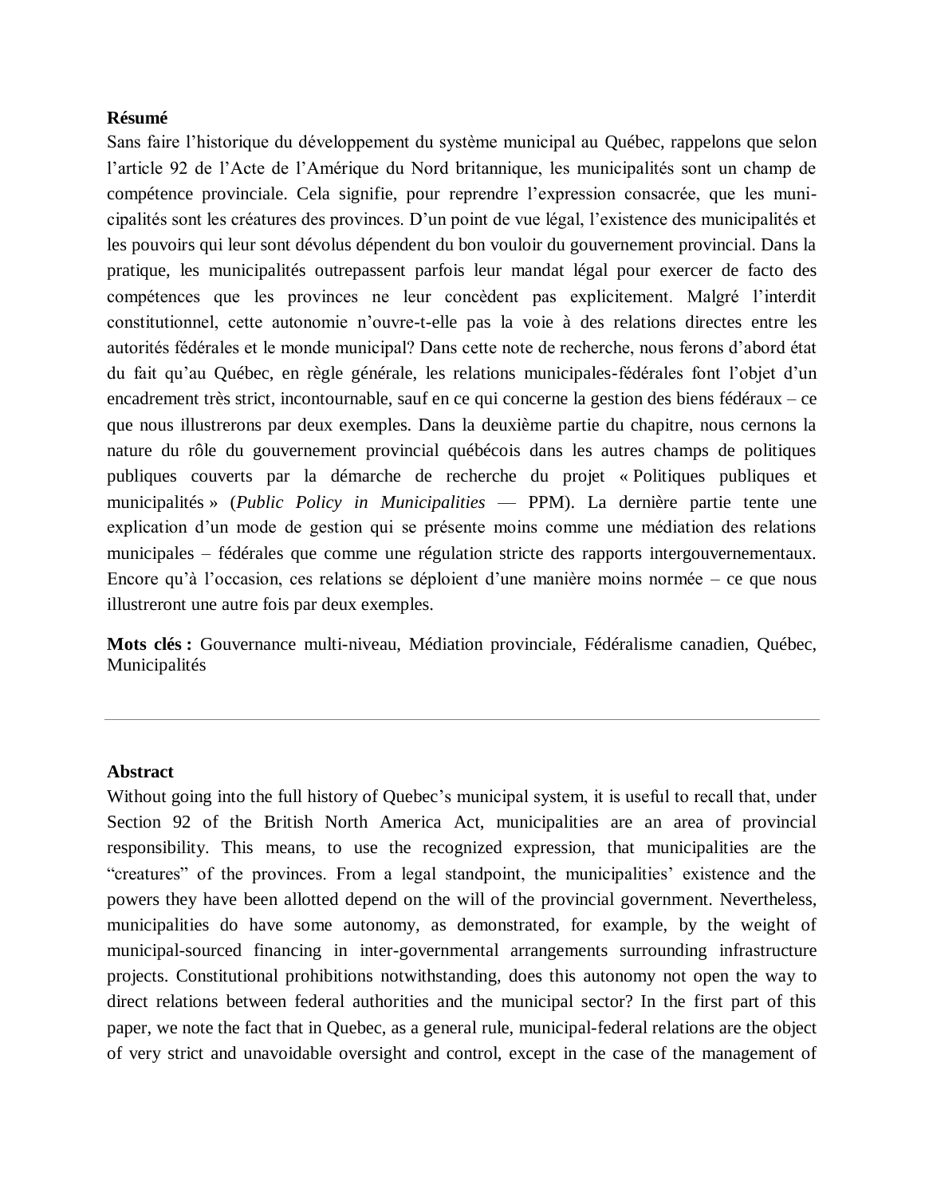**Résumé**

Sans faire l'historique du développement du système municipal au Québec, rappelons que selon l'article 92 de l'Acte de l'Amérique du Nord britannique, les municipalités sont un champ de compétence provinciale. Cela signifie, pour reprendre l'expression consacrée, que les municipalités sont les créatures des provinces. D'un point de vue légal, l'existence des municipalités et les pouvoirs qui leur sont dévolus dépendent du bon vouloir du gouvernement provincial. Dans la pratique, les municipalités outrepassent parfois leur mandat légal pour exercer de facto des compétences que les provinces ne leur concèdent pas explicitement. Malgré l'interdit constitutionnel, cette autonomie n'ouvre-t-elle pas la voie à des relations directes entre les autorités fédérales et le monde municipal? Dans cette note de recherche, nous ferons d'abord état du fait qu'au Québec, en règle générale, les relations municipales-fédérales font l'objet d'un encadrement très strict, incontournable, sauf en ce qui concerne la gestion des biens fédéraux – ce que nous illustrerons par deux exemples. Dans la deuxième partie du chapitre, nous cernons la nature du rôle du gouvernement provincial québécois dans les autres champs de politiques publiques couverts par la démarche de recherche du projet « Politiques publiques et municipalités » (*Public Policy in Municipalities* — PPM). La dernière partie tente une explication d'un mode de gestion qui se présente moins comme une médiation des relations municipales – fédérales que comme une régulation stricte des rapports intergouvernementaux. Encore qu'à l'occasion, ces relations se déploient d'une manière moins normée – ce que nous illustreront une autre fois par deux exemples.

**Mots clés :** Gouvernance multi-niveau, Médiation provinciale, Fédéralisme canadien, Québec, Municipalités

---

**Abstract**

Without going into the full history of Quebec's municipal system, it is useful to recall that, under Section 92 of the British North America Act, municipalities are an area of provincial responsibility. This means, to use the recognized expression, that municipalities are the "creatures" of the provinces. From a legal standpoint, the municipalities' existence and the powers they have been allotted depend on the will of the provincial government. Nevertheless, municipalities do have some autonomy, as demonstrated, for example, by the weight of municipal-sourced financing in inter-governmental arrangements surrounding infrastructure projects. Constitutional prohibitions notwithstanding, does this autonomy not open the way to direct relations between federal authorities and the municipal sector? In the first part of this paper, we note the fact that in Quebec, as a general rule, municipal-federal relations are the object of very strict and unavoidable oversight and control, except in the case of the management of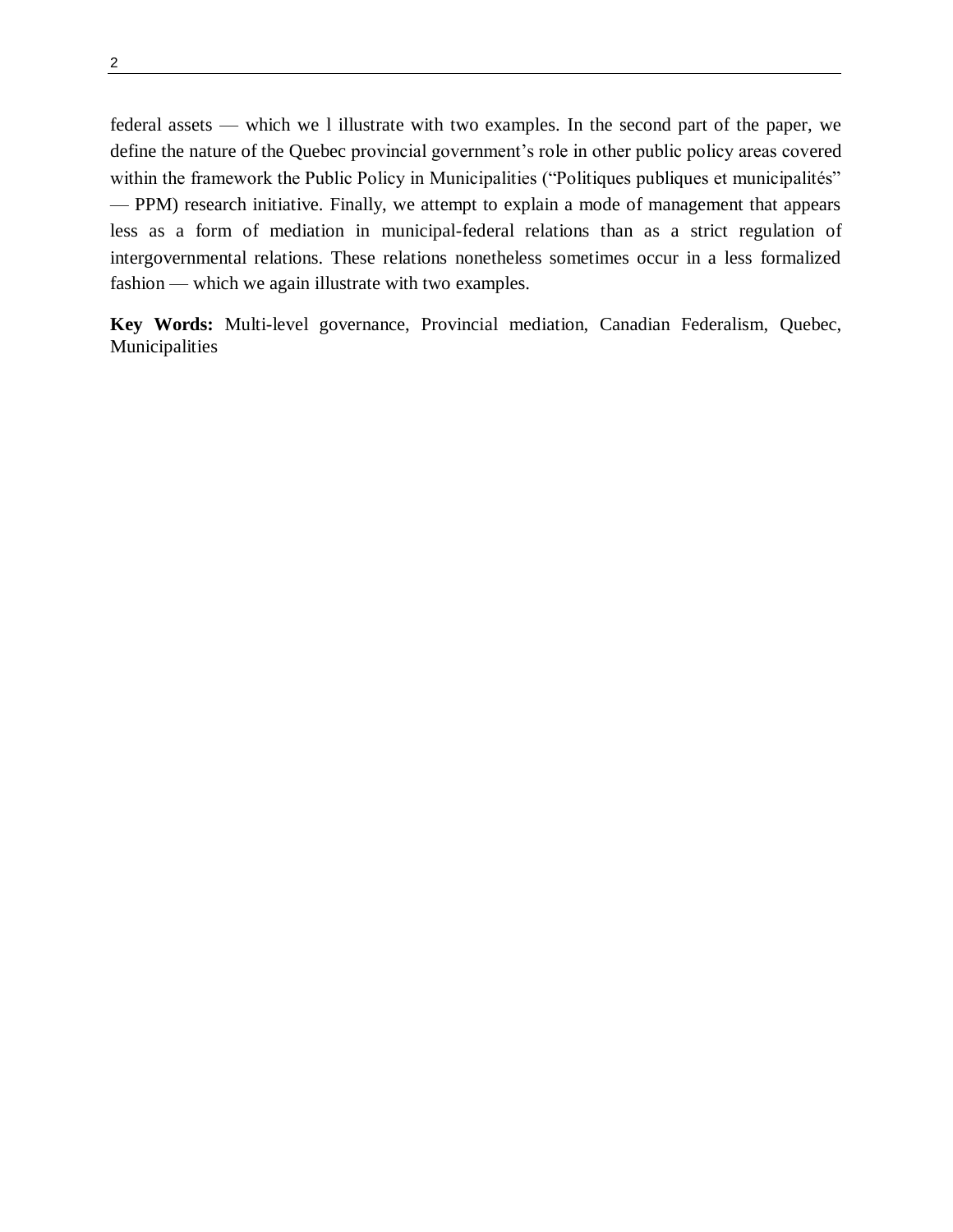federal assets — which we l illustrate with two examples. In the second part of the paper, we define the nature of the Quebec provincial government's role in other public policy areas covered within the framework the Public Policy in Municipalities ("Politiques publiques et municipalités" — PPM) research initiative. Finally, we attempt to explain a mode of management that appears less as a form of mediation in municipal-federal relations than as a strict regulation of intergovernmental relations. These relations nonetheless sometimes occur in a less formalized fashion — which we again illustrate with two examples.

**Key Words:** Multi-level governance, Provincial mediation, Canadian Federalism, Quebec, Municipalities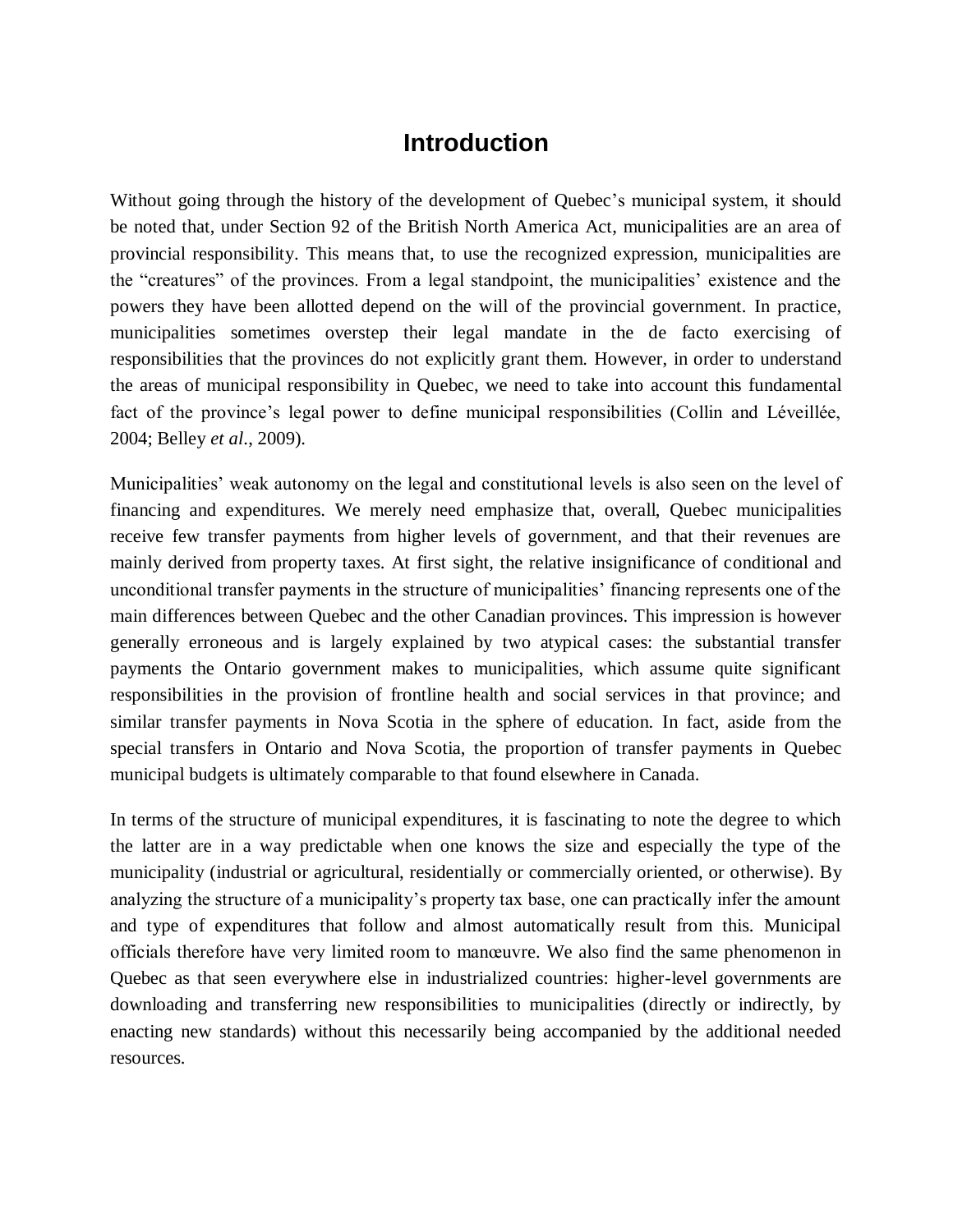# Introduction

Without going through the history of the development of Quebec's municipal system, it should be noted that, under Section 92 of the British North America Act, municipalities are an area of provincial responsibility. This means that, to use the recognized expression, municipalities are the "creatures" of the provinces. From a legal standpoint, the municipalities' existence and the powers they have been allotted depend on the will of the provincial government. In practice, municipalities sometimes overstep their legal mandate in the de facto exercising of responsibilities that the provinces do not explicitly grant them. However, in order to understand the areas of municipal responsibility in Quebec, we need to take into account this fundamental fact of the province's legal power to define municipal responsibilities (Collin and Léveillée, 2004; Belley *et al*., 2009).

Municipalities' weak autonomy on the legal and constitutional levels is also seen on the level of financing and expenditures. We merely need emphasize that, overall, Quebec municipalities receive few transfer payments from higher levels of government, and that their revenues are mainly derived from property taxes. At first sight, the relative insignificance of conditional and unconditional transfer payments in the structure of municipalities' financing represents one of the main differences between Quebec and the other Canadian provinces. This impression is however generally erroneous and is largely explained by two atypical cases: the substantial transfer payments the Ontario government makes to municipalities, which assume quite significant responsibilities in the provision of frontline health and social services in that province; and similar transfer payments in Nova Scotia in the sphere of education. In fact, aside from the special transfers in Ontario and Nova Scotia, the proportion of transfer payments in Quebec municipal budgets is ultimately comparable to that found elsewhere in Canada.

In terms of the structure of municipal expenditures, it is fascinating to note the degree to which the latter are in a way predictable when one knows the size and especially the type of the municipality (industrial or agricultural, residentially or commercially oriented, or otherwise). By analyzing the structure of a municipality's property tax base, one can practically infer the amount and type of expenditures that follow and almost automatically result from this. Municipal officials therefore have very limited room to manœuvre. We also find the same phenomenon in Quebec as that seen everywhere else in industrialized countries: higher-level governments are downloading and transferring new responsibilities to municipalities (directly or indirectly, by enacting new standards) without this necessarily being accompanied by the additional needed resources.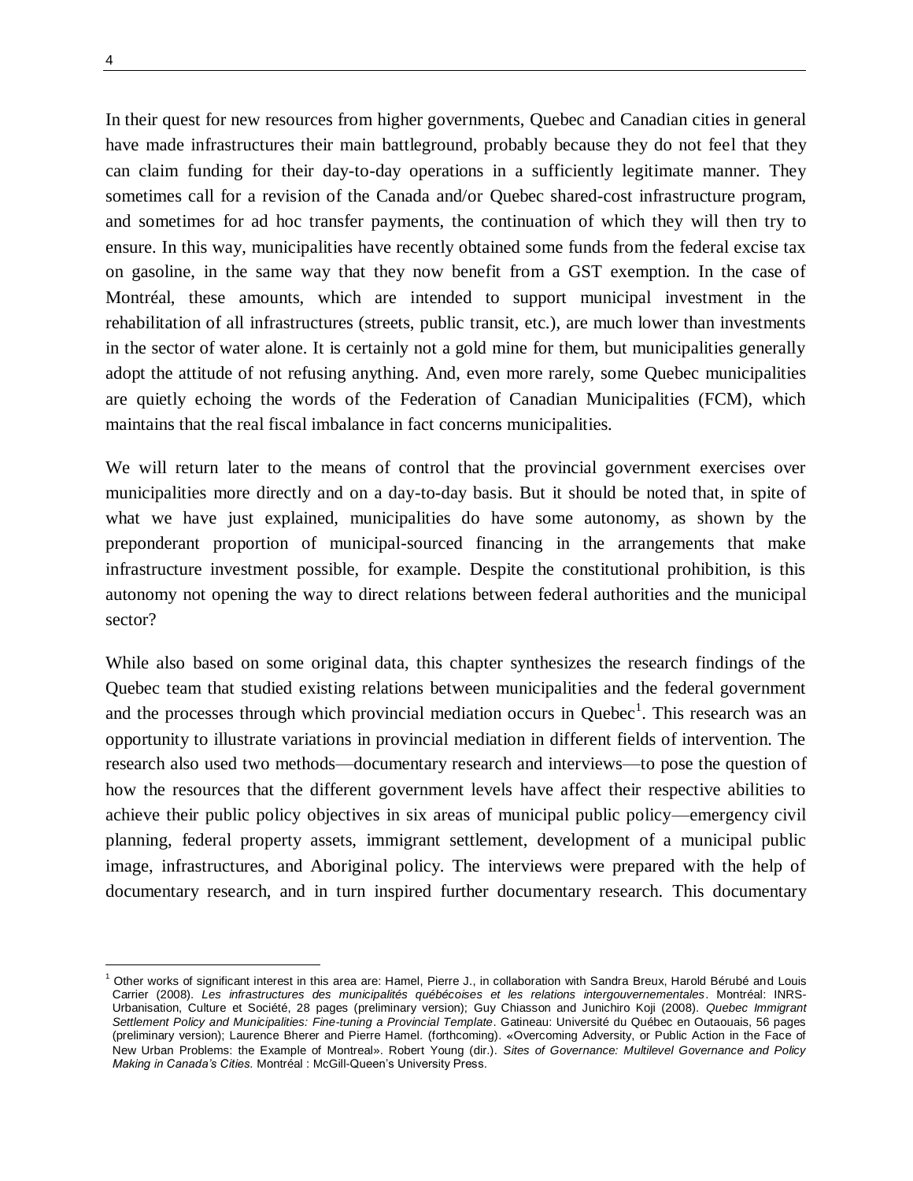In their quest for new resources from higher governments, Quebec and Canadian cities in general have made infrastructures their main battleground, probably because they do not feel that they can claim funding for their day-to-day operations in a sufficiently legitimate manner. They sometimes call for a revision of the Canada and/or Quebec shared-cost infrastructure program, and sometimes for ad hoc transfer payments, the continuation of which they will then try to ensure. In this way, municipalities have recently obtained some funds from the federal excise tax on gasoline, in the same way that they now benefit from a GST exemption. In the case of Montréal, these amounts, which are intended to support municipal investment in the rehabilitation of all infrastructures (streets, public transit, etc.), are much lower than investments in the sector of water alone. It is certainly not a gold mine for them, but municipalities generally adopt the attitude of not refusing anything. And, even more rarely, some Quebec municipalities are quietly echoing the words of the Federation of Canadian Municipalities (FCM), which maintains that the real fiscal imbalance in fact concerns municipalities.

We will return later to the means of control that the provincial government exercises over municipalities more directly and on a day-to-day basis. But it should be noted that, in spite of what we have just explained, municipalities do have some autonomy, as shown by the preponderant proportion of municipal-sourced financing in the arrangements that make infrastructure investment possible, for example. Despite the constitutional prohibition, is this autonomy not opening the way to direct relations between federal authorities and the municipal sector?

While also based on some original data, this chapter synthesizes the research findings of the Quebec team that studied existing relations between municipalities and the federal government and the processes through which provincial mediation occurs in Quebec[1]. This research was an opportunity to illustrate variations in provincial mediation in different fields of intervention. The research also used two methods—documentary research and interviews—to pose the question of how the resources that the different government levels have affect their respective abilities to achieve their public policy objectives in six areas of municipal public policy—emergency civil planning, federal property assets, immigrant settlement, development of a municipal public image, infrastructures, and Aboriginal policy. The interviews were prepared with the help of documentary research, and in turn inspired further documentary research. This documentary

[1] Other works of significant interest in this area are: Hamel, Pierre J., in collaboration with Sandra Breux, Harold Bérubé and Louis Carrier (2008). *Les infrastructures des municipalités québécoises et les relations intergouvernementales*. Montréal: INRS-Urbanisation, Culture et Société, 28 pages (preliminary version); Guy Chiasson and Junichiro Koji (2008). *Quebec Immigrant Settlement Policy and Municipalities: Fine-tuning a Provincial Template*. Gatineau: Université du Québec en Outaouais, 56 pages (preliminary version); Laurence Bherer and Pierre Hamel. (forthcoming). «Overcoming Adversity, or Public Action in the Face of New Urban Problems: the Example of Montreal». Robert Young (dir.). *Sites of Governance: Multilevel Governance and Policy Making in Canada's Cities*. Montréal : McGill-Queen's University Press.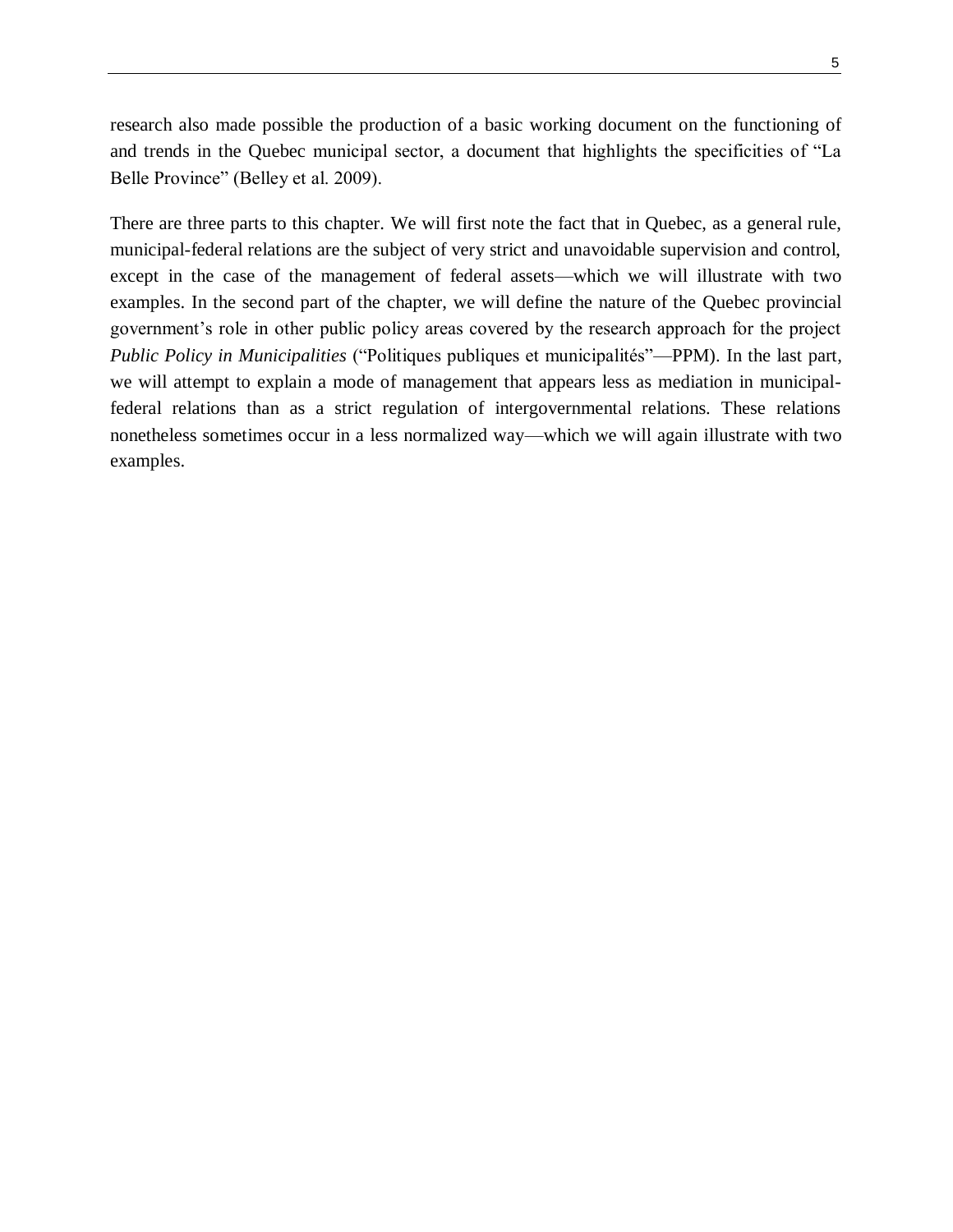research also made possible the production of a basic working document on the functioning of and trends in the Quebec municipal sector, a document that highlights the specificities of "La Belle Province" (Belley et al. 2009).

There are three parts to this chapter. We will first note the fact that in Quebec, as a general rule, municipal-federal relations are the subject of very strict and unavoidable supervision and control, except in the case of the management of federal assets—which we will illustrate with two examples. In the second part of the chapter, we will define the nature of the Quebec provincial government's role in other public policy areas covered by the research approach for the project *Public Policy in Municipalities* ("Politiques publiques et municipalités"—PPM). In the last part, we will attempt to explain a mode of management that appears less as mediation in municipal-federal relations than as a strict regulation of intergovernmental relations. These relations nonetheless sometimes occur in a less normalized way—which we will again illustrate with two examples.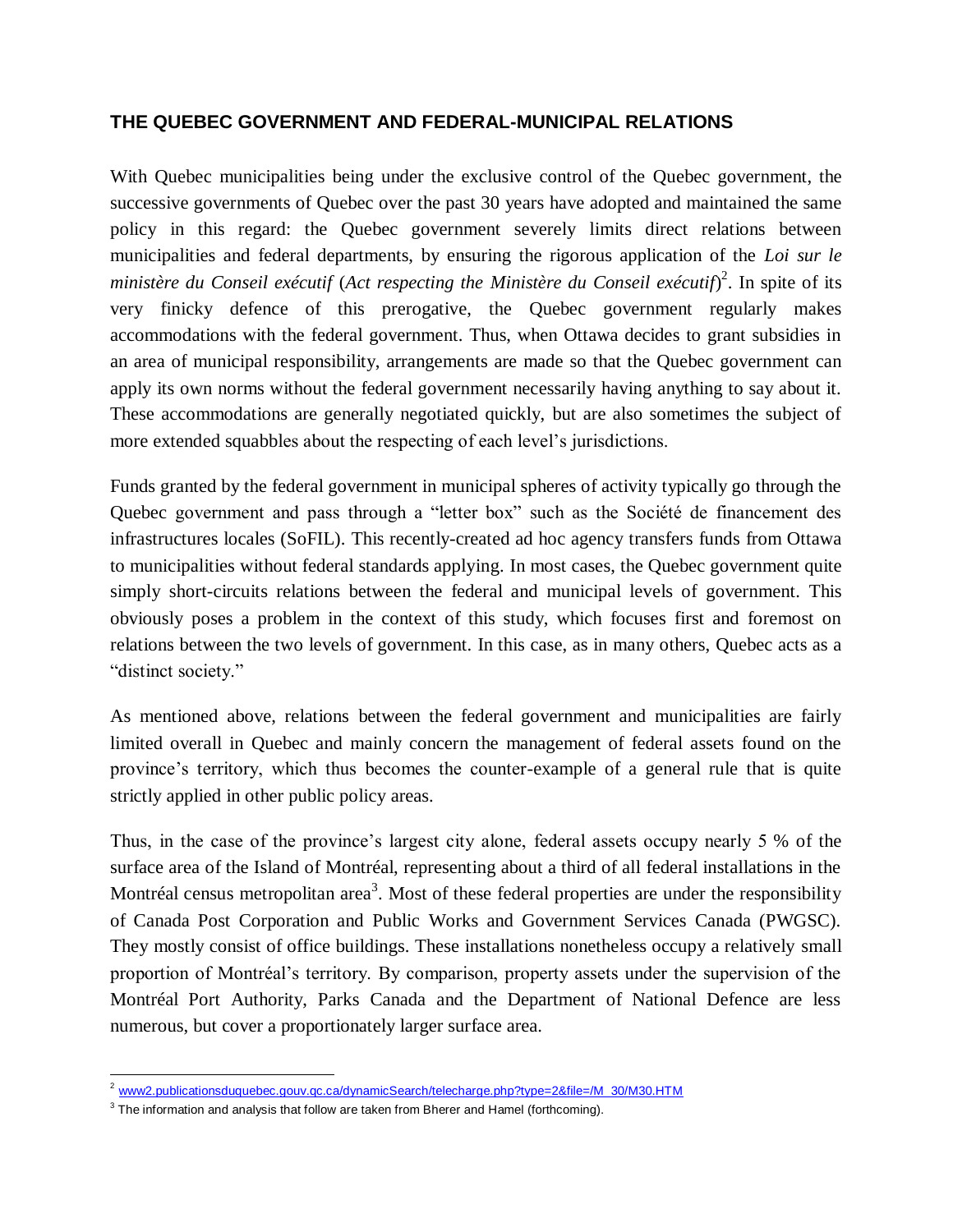## THE QUEBEC GOVERNMENT AND FEDERAL-MUNICIPAL RELATIONS

With Quebec municipalities being under the exclusive control of the Quebec government, the successive governments of Quebec over the past 30 years have adopted and maintained the same policy in this regard: the Quebec government severely limits direct relations between municipalities and federal departments, by ensuring the rigorous application of the *Loi sur le ministère du Conseil exécutif* (*Act respecting the Ministère du Conseil exécutif*)[2]. In spite of its very finicky defence of this prerogative, the Quebec government regularly makes accommodations with the federal government. Thus, when Ottawa decides to grant subsidies in an area of municipal responsibility, arrangements are made so that the Quebec government can apply its own norms without the federal government necessarily having anything to say about it. These accommodations are generally negotiated quickly, but are also sometimes the subject of more extended squabbles about the respecting of each level's jurisdictions.

Funds granted by the federal government in municipal spheres of activity typically go through the Quebec government and pass through a "letter box" such as the Société de financement des infrastructures locales (SoFIL). This recently-created ad hoc agency transfers funds from Ottawa to municipalities without federal standards applying. In most cases, the Quebec government quite simply short-circuits relations between the federal and municipal levels of government. This obviously poses a problem in the context of this study, which focuses first and foremost on relations between the two levels of government. In this case, as in many others, Quebec acts as a "distinct society."

As mentioned above, relations between the federal government and municipalities are fairly limited overall in Quebec and mainly concern the management of federal assets found on the province's territory, which thus becomes the counter-example of a general rule that is quite strictly applied in other public policy areas.

Thus, in the case of the province's largest city alone, federal assets occupy nearly 5 % of the surface area of the Island of Montréal, representing about a third of all federal installations in the Montréal census metropolitan area[3]. Most of these federal properties are under the responsibility of Canada Post Corporation and Public Works and Government Services Canada (PWGSC). They mostly consist of office buildings. These installations nonetheless occupy a relatively small proportion of Montréal's territory. By comparison, property assets under the supervision of the Montréal Port Authority, Parks Canada and the Department of National Defence are less numerous, but cover a proportionately larger surface area.

---

[2] www2.publicationsduquebec.gouv.qc.ca/dynamicSearch/telecharge.php?type=2&file=/M_30/M30.HTM

[3] The information and analysis that follow are taken from Bherer and Hamel (forthcoming).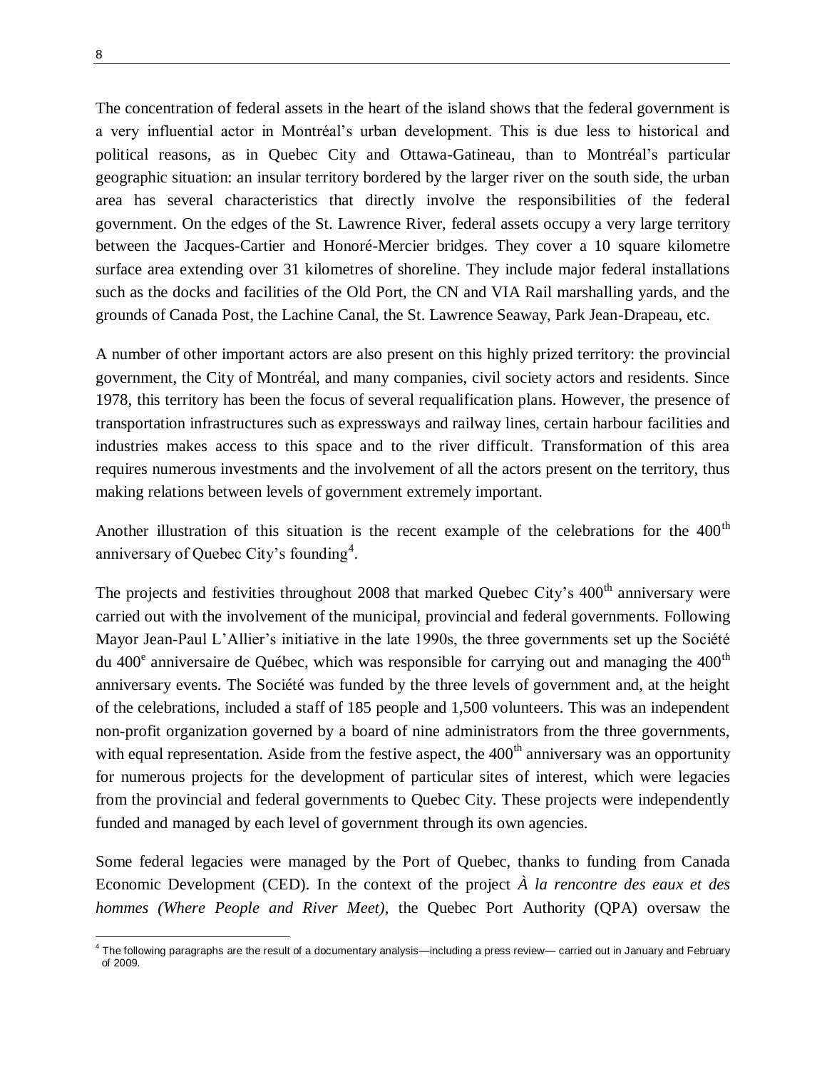The concentration of federal assets in the heart of the island shows that the federal government is a very influential actor in Montréal's urban development. This is due less to historical and political reasons, as in Quebec City and Ottawa-Gatineau, than to Montréal's particular geographic situation: an insular territory bordered by the larger river on the south side, the urban area has several characteristics that directly involve the responsibilities of the federal government. On the edges of the St. Lawrence River, federal assets occupy a very large territory between the Jacques-Cartier and Honoré-Mercier bridges. They cover a 10 square kilometre surface area extending over 31 kilometres of shoreline. They include major federal installations such as the docks and facilities of the Old Port, the CN and VIA Rail marshalling yards, and the grounds of Canada Post, the Lachine Canal, the St. Lawrence Seaway, Park Jean-Drapeau, etc.

A number of other important actors are also present on this highly prized territory: the provincial government, the City of Montréal, and many companies, civil society actors and residents. Since 1978, this territory has been the focus of several requalification plans. However, the presence of transportation infrastructures such as expressways and railway lines, certain harbour facilities and industries makes access to this space and to the river difficult. Transformation of this area requires numerous investments and the involvement of all the actors present on the territory, thus making relations between levels of government extremely important.

Another illustration of this situation is the recent example of the celebrations for the 400th anniversary of Quebec City's founding[4].

The projects and festivities throughout 2008 that marked Quebec City's 400th anniversary were carried out with the involvement of the municipal, provincial and federal governments. Following Mayor Jean-Paul L'Allier's initiative in the late 1990s, the three governments set up the Société du 400e anniversaire de Québec, which was responsible for carrying out and managing the 400th anniversary events. The Société was funded by the three levels of government and, at the height of the celebrations, included a staff of 185 people and 1,500 volunteers. This was an independent non-profit organization governed by a board of nine administrators from the three governments, with equal representation. Aside from the festive aspect, the 400th anniversary was an opportunity for numerous projects for the development of particular sites of interest, which were legacies from the provincial and federal governments to Quebec City. These projects were independently funded and managed by each level of government through its own agencies.

Some federal legacies were managed by the Port of Quebec, thanks to funding from Canada Economic Development (CED). In the context of the project *À la rencontre des eaux et des hommes (Where People and River Meet)*, the Quebec Port Authority (QPA) oversaw the

[4] The following paragraphs are the result of a documentary analysis—including a press review— carried out in January and February of 2009.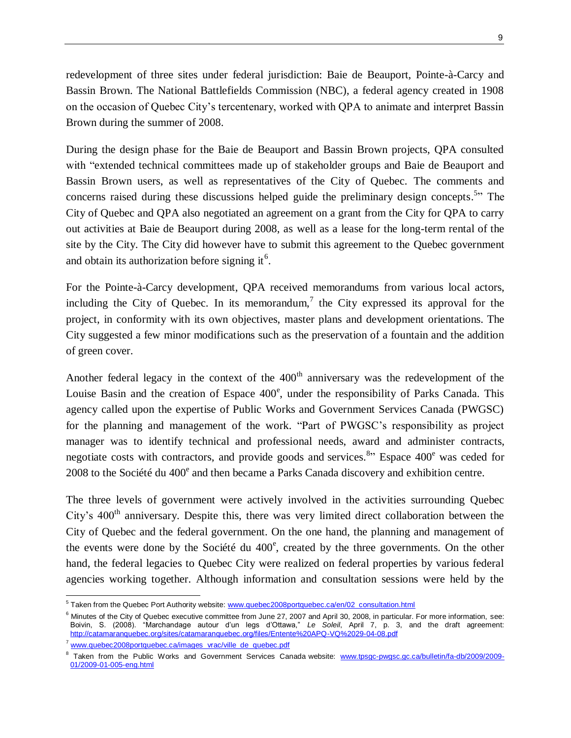redevelopment of three sites under federal jurisdiction: Baie de Beauport, Pointe-à-Carcy and Bassin Brown. The National Battlefields Commission (NBC), a federal agency created in 1908 on the occasion of Quebec City's tercentenary, worked with QPA to animate and interpret Bassin Brown during the summer of 2008.

During the design phase for the Baie de Beauport and Bassin Brown projects, QPA consulted with "extended technical committees made up of stakeholder groups and Baie de Beauport and Bassin Brown users, as well as representatives of the City of Quebec. The comments and concerns raised during these discussions helped guide the preliminary design concepts.[5]" The City of Quebec and QPA also negotiated an agreement on a grant from the City for QPA to carry out activities at Baie de Beauport during 2008, as well as a lease for the long-term rental of the site by the City. The City did however have to submit this agreement to the Quebec government and obtain its authorization before signing it[6].

For the Pointe-à-Carcy development, QPA received memorandums from various local actors, including the City of Quebec. In its memorandum,[7] the City expressed its approval for the project, in conformity with its own objectives, master plans and development orientations. The City suggested a few minor modifications such as the preservation of a fountain and the addition of green cover.

Another federal legacy in the context of the 400th anniversary was the redevelopment of the Louise Basin and the creation of Espace 400e, under the responsibility of Parks Canada. This agency called upon the expertise of Public Works and Government Services Canada (PWGSC) for the planning and management of the work. "Part of PWGSC's responsibility as project manager was to identify technical and professional needs, award and administer contracts, negotiate costs with contractors, and provide goods and services.[8]" Espace 400e was ceded for 2008 to the Société du 400e and then became a Parks Canada discovery and exhibition centre.

The three levels of government were actively involved in the activities surrounding Quebec City's 400th anniversary. Despite this, there was very limited direct collaboration between the City of Quebec and the federal government. On the one hand, the planning and management of the events were done by the Société du 400e, created by the three governments. On the other hand, the federal legacies to Quebec City were realized on federal properties by various federal agencies working together. Although information and consultation sessions were held by the

---

[5] Taken from the Quebec Port Authority website: www.quebec2008portquebec.ca/en/02_consultation.html

[6] Minutes of the City of Quebec executive committee from June 27, 2007 and April 30, 2008, in particular. For more information, see: Boivin, S. (2008). "Marchandage autour d'un legs d'Ottawa," *Le Soleil*, April 7, p. 3, and the draft agreement: http://catamaranquebec.org/sites/catamaranquebec.org/files/Entente%20APQ-VQ%2029-04-08.pdf

[7] www.quebec2008portquebec.ca/images_vrac/ville_de_quebec.pdf

[8] Taken from the Public Works and Government Services Canada website: www.tpsgc-pwgsc.gc.ca/bulletin/fa-db/2009/2009-01/2009-01-005-eng.html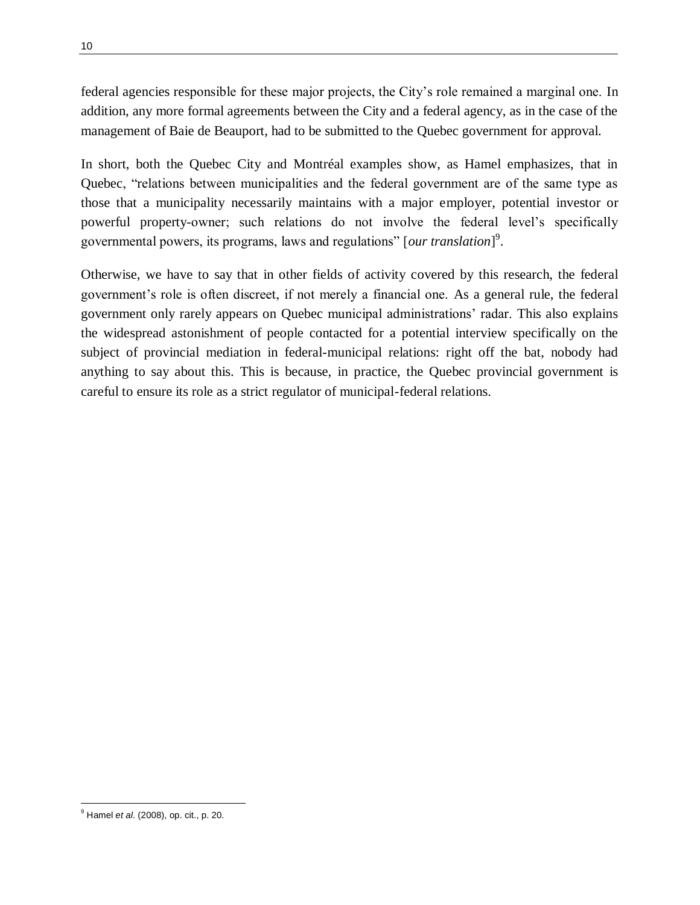federal agencies responsible for these major projects, the City's role remained a marginal one. In addition, any more formal agreements between the City and a federal agency, as in the case of the management of Baie de Beauport, had to be submitted to the Quebec government for approval.

In short, both the Quebec City and Montréal examples show, as Hamel emphasizes, that in Quebec, "relations between municipalities and the federal government are of the same type as those that a municipality necessarily maintains with a major employer, potential investor or powerful property-owner; such relations do not involve the federal level's specifically governmental powers, its programs, laws and regulations" [*our translation*][9].

Otherwise, we have to say that in other fields of activity covered by this research, the federal government's role is often discreet, if not merely a financial one. As a general rule, the federal government only rarely appears on Quebec municipal administrations' radar. This also explains the widespread astonishment of people contacted for a potential interview specifically on the subject of provincial mediation in federal-municipal relations: right off the bat, nobody had anything to say about this. This is because, in practice, the Quebec provincial government is careful to ensure its role as a strict regulator of municipal-federal relations.

[9] Hamel *et al.* (2008), op. cit., p. 20.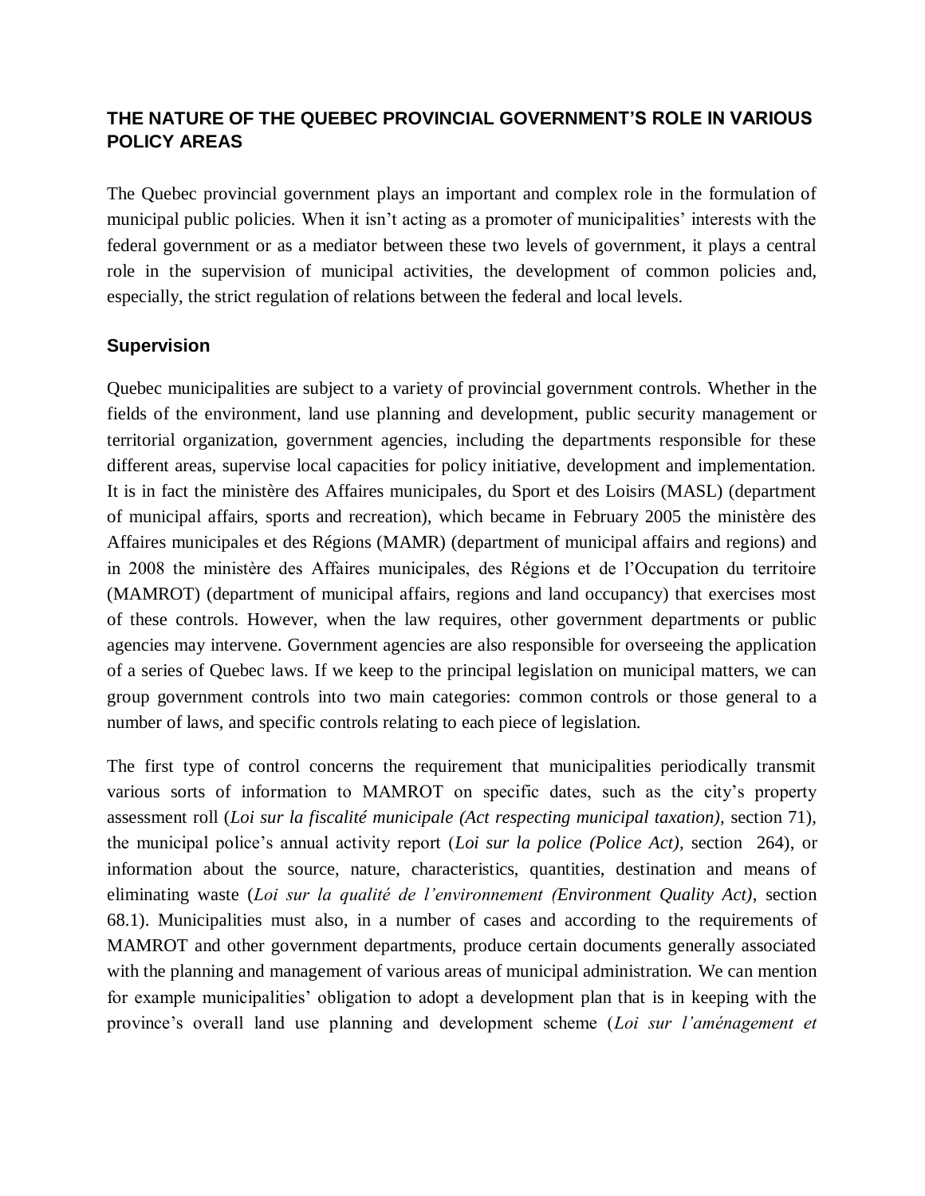## THE NATURE OF THE QUEBEC PROVINCIAL GOVERNMENT'S ROLE IN VARIOUS POLICY AREAS

The Quebec provincial government plays an important and complex role in the formulation of municipal public policies. When it isn't acting as a promoter of municipalities' interests with the federal government or as a mediator between these two levels of government, it plays a central role in the supervision of municipal activities, the development of common policies and, especially, the strict regulation of relations between the federal and local levels.

### Supervision

Quebec municipalities are subject to a variety of provincial government controls. Whether in the fields of the environment, land use planning and development, public security management or territorial organization, government agencies, including the departments responsible for these different areas, supervise local capacities for policy initiative, development and implementation. It is in fact the ministère des Affaires municipales, du Sport et des Loisirs (MASL) (department of municipal affairs, sports and recreation), which became in February 2005 the ministère des Affaires municipales et des Régions (MAMR) (department of municipal affairs and regions) and in 2008 the ministère des Affaires municipales, des Régions et de l'Occupation du territoire (MAMROT) (department of municipal affairs, regions and land occupancy) that exercises most of these controls. However, when the law requires, other government departments or public agencies may intervene. Government agencies are also responsible for overseeing the application of a series of Quebec laws. If we keep to the principal legislation on municipal matters, we can group government controls into two main categories: common controls or those general to a number of laws, and specific controls relating to each piece of legislation.

The first type of control concerns the requirement that municipalities periodically transmit various sorts of information to MAMROT on specific dates, such as the city's property assessment roll (*Loi sur la fiscalité municipale (Act respecting municipal taxation),* section 71), the municipal police's annual activity report (*Loi sur la police (Police Act)*, section 264), or information about the source, nature, characteristics, quantities, destination and means of eliminating waste (*Loi sur la qualité de l'environnement (Environment Quality Act)*, section 68.1). Municipalities must also, in a number of cases and according to the requirements of MAMROT and other government departments, produce certain documents generally associated with the planning and management of various areas of municipal administration. We can mention for example municipalities' obligation to adopt a development plan that is in keeping with the province's overall land use planning and development scheme (*Loi sur l'aménagement et*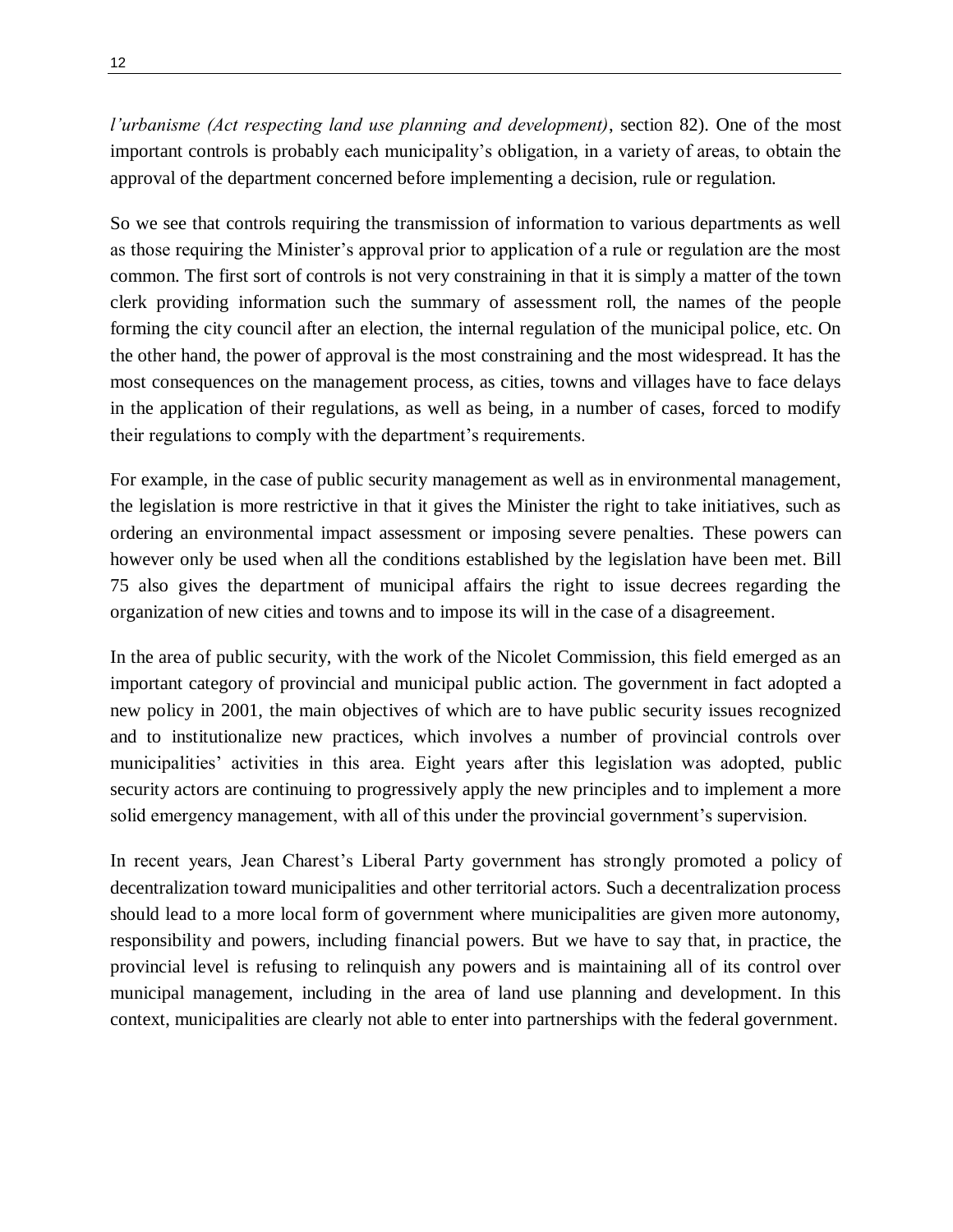*l'urbanisme (Act respecting land use planning and development)*, section 82). One of the most important controls is probably each municipality's obligation, in a variety of areas, to obtain the approval of the department concerned before implementing a decision, rule or regulation.

So we see that controls requiring the transmission of information to various departments as well as those requiring the Minister's approval prior to application of a rule or regulation are the most common. The first sort of controls is not very constraining in that it is simply a matter of the town clerk providing information such the summary of assessment roll, the names of the people forming the city council after an election, the internal regulation of the municipal police, etc. On the other hand, the power of approval is the most constraining and the most widespread. It has the most consequences on the management process, as cities, towns and villages have to face delays in the application of their regulations, as well as being, in a number of cases, forced to modify their regulations to comply with the department's requirements.

For example, in the case of public security management as well as in environmental management, the legislation is more restrictive in that it gives the Minister the right to take initiatives, such as ordering an environmental impact assessment or imposing severe penalties. These powers can however only be used when all the conditions established by the legislation have been met. Bill 75 also gives the department of municipal affairs the right to issue decrees regarding the organization of new cities and towns and to impose its will in the case of a disagreement.

In the area of public security, with the work of the Nicolet Commission, this field emerged as an important category of provincial and municipal public action. The government in fact adopted a new policy in 2001, the main objectives of which are to have public security issues recognized and to institutionalize new practices, which involves a number of provincial controls over municipalities' activities in this area. Eight years after this legislation was adopted, public security actors are continuing to progressively apply the new principles and to implement a more solid emergency management, with all of this under the provincial government's supervision.

In recent years, Jean Charest's Liberal Party government has strongly promoted a policy of decentralization toward municipalities and other territorial actors. Such a decentralization process should lead to a more local form of government where municipalities are given more autonomy, responsibility and powers, including financial powers. But we have to say that, in practice, the provincial level is refusing to relinquish any powers and is maintaining all of its control over municipal management, including in the area of land use planning and development. In this context, municipalities are clearly not able to enter into partnerships with the federal government.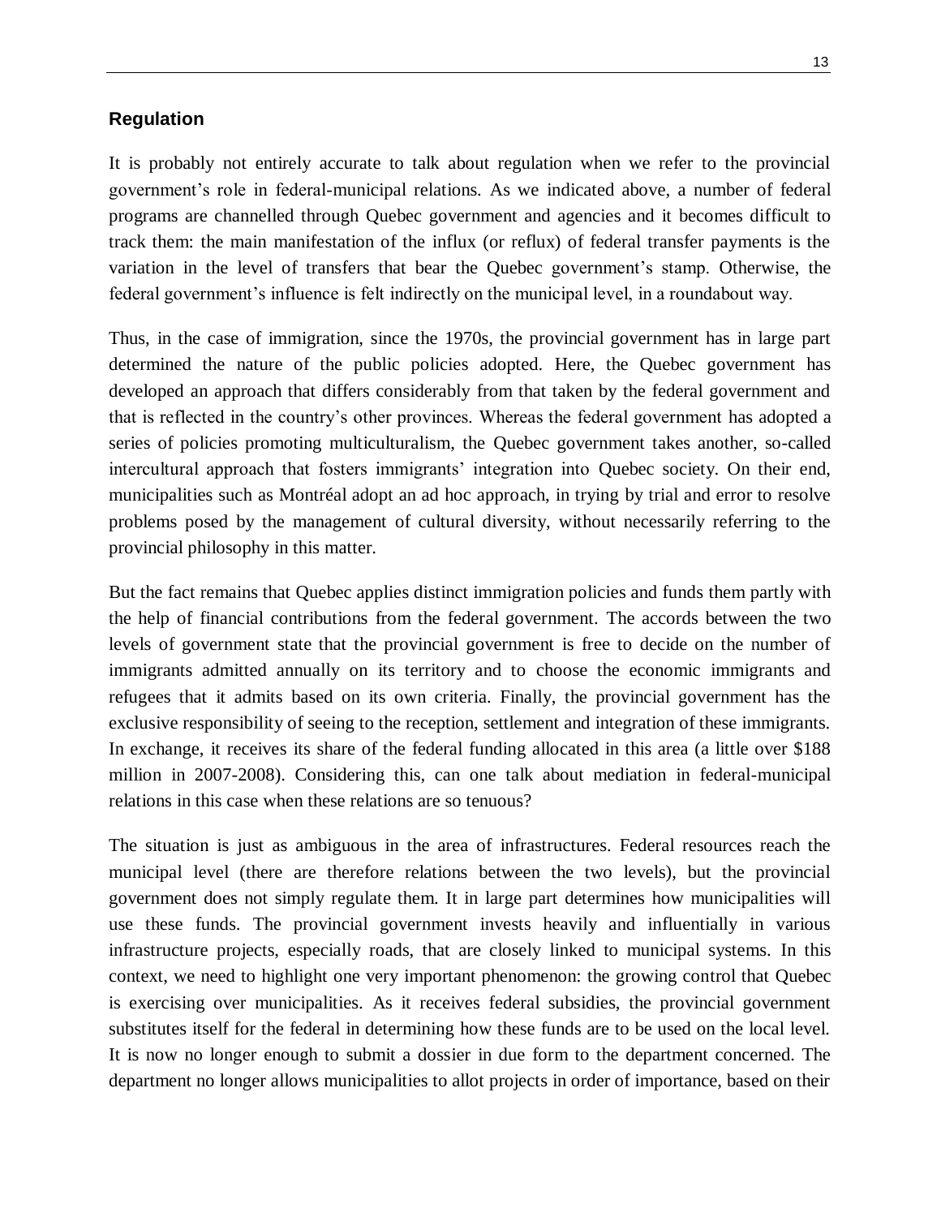## Regulation

It is probably not entirely accurate to talk about regulation when we refer to the provincial government's role in federal-municipal relations. As we indicated above, a number of federal programs are channelled through Quebec government and agencies and it becomes difficult to track them: the main manifestation of the influx (or reflux) of federal transfer payments is the variation in the level of transfers that bear the Quebec government's stamp. Otherwise, the federal government's influence is felt indirectly on the municipal level, in a roundabout way.

Thus, in the case of immigration, since the 1970s, the provincial government has in large part determined the nature of the public policies adopted. Here, the Quebec government has developed an approach that differs considerably from that taken by the federal government and that is reflected in the country's other provinces. Whereas the federal government has adopted a series of policies promoting multiculturalism, the Quebec government takes another, so-called intercultural approach that fosters immigrants' integration into Quebec society. On their end, municipalities such as Montréal adopt an ad hoc approach, in trying by trial and error to resolve problems posed by the management of cultural diversity, without necessarily referring to the provincial philosophy in this matter.

But the fact remains that Quebec applies distinct immigration policies and funds them partly with the help of financial contributions from the federal government. The accords between the two levels of government state that the provincial government is free to decide on the number of immigrants admitted annually on its territory and to choose the economic immigrants and refugees that it admits based on its own criteria. Finally, the provincial government has the exclusive responsibility of seeing to the reception, settlement and integration of these immigrants. In exchange, it receives its share of the federal funding allocated in this area (a little over $188 million in 2007-2008). Considering this, can one talk about mediation in federal-municipal relations in this case when these relations are so tenuous?

The situation is just as ambiguous in the area of infrastructures. Federal resources reach the municipal level (there are therefore relations between the two levels), but the provincial government does not simply regulate them. It in large part determines how municipalities will use these funds. The provincial government invests heavily and influentially in various infrastructure projects, especially roads, that are closely linked to municipal systems. In this context, we need to highlight one very important phenomenon: the growing control that Quebec is exercising over municipalities. As it receives federal subsidies, the provincial government substitutes itself for the federal in determining how these funds are to be used on the local level. It is now no longer enough to submit a dossier in due form to the department concerned. The department no longer allows municipalities to allot projects in order of importance, based on their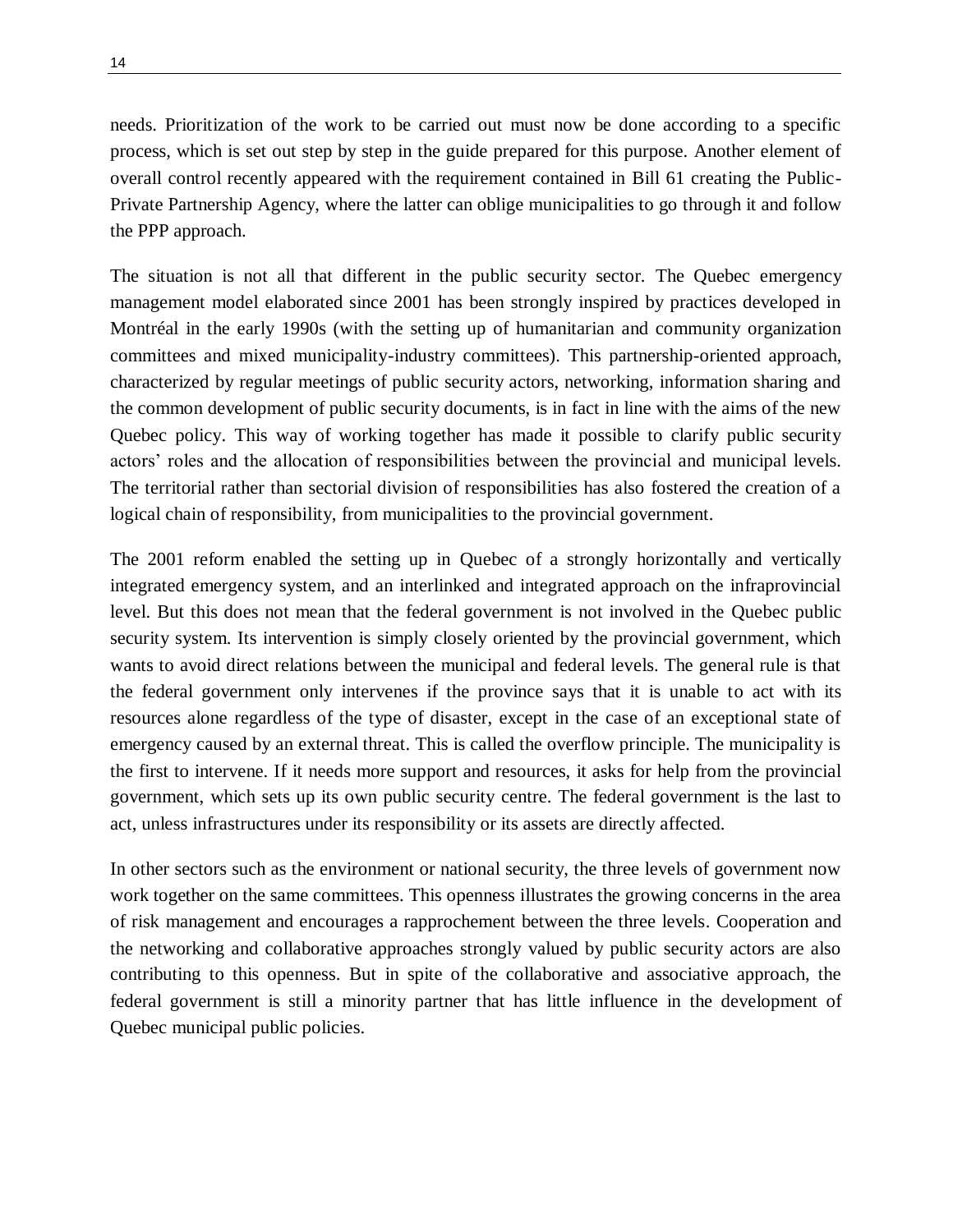needs. Prioritization of the work to be carried out must now be done according to a specific process, which is set out step by step in the guide prepared for this purpose. Another element of overall control recently appeared with the requirement contained in Bill 61 creating the Public-Private Partnership Agency, where the latter can oblige municipalities to go through it and follow the PPP approach.

The situation is not all that different in the public security sector. The Quebec emergency management model elaborated since 2001 has been strongly inspired by practices developed in Montréal in the early 1990s (with the setting up of humanitarian and community organization committees and mixed municipality-industry committees). This partnership-oriented approach, characterized by regular meetings of public security actors, networking, information sharing and the common development of public security documents, is in fact in line with the aims of the new Quebec policy. This way of working together has made it possible to clarify public security actors' roles and the allocation of responsibilities between the provincial and municipal levels. The territorial rather than sectorial division of responsibilities has also fostered the creation of a logical chain of responsibility, from municipalities to the provincial government.

The 2001 reform enabled the setting up in Quebec of a strongly horizontally and vertically integrated emergency system, and an interlinked and integrated approach on the infraprovincial level. But this does not mean that the federal government is not involved in the Quebec public security system. Its intervention is simply closely oriented by the provincial government, which wants to avoid direct relations between the municipal and federal levels. The general rule is that the federal government only intervenes if the province says that it is unable to act with its resources alone regardless of the type of disaster, except in the case of an exceptional state of emergency caused by an external threat. This is called the overflow principle. The municipality is the first to intervene. If it needs more support and resources, it asks for help from the provincial government, which sets up its own public security centre. The federal government is the last to act, unless infrastructures under its responsibility or its assets are directly affected.

In other sectors such as the environment or national security, the three levels of government now work together on the same committees. This openness illustrates the growing concerns in the area of risk management and encourages a rapprochement between the three levels. Cooperation and the networking and collaborative approaches strongly valued by public security actors are also contributing to this openness. But in spite of the collaborative and associative approach, the federal government is still a minority partner that has little influence in the development of Quebec municipal public policies.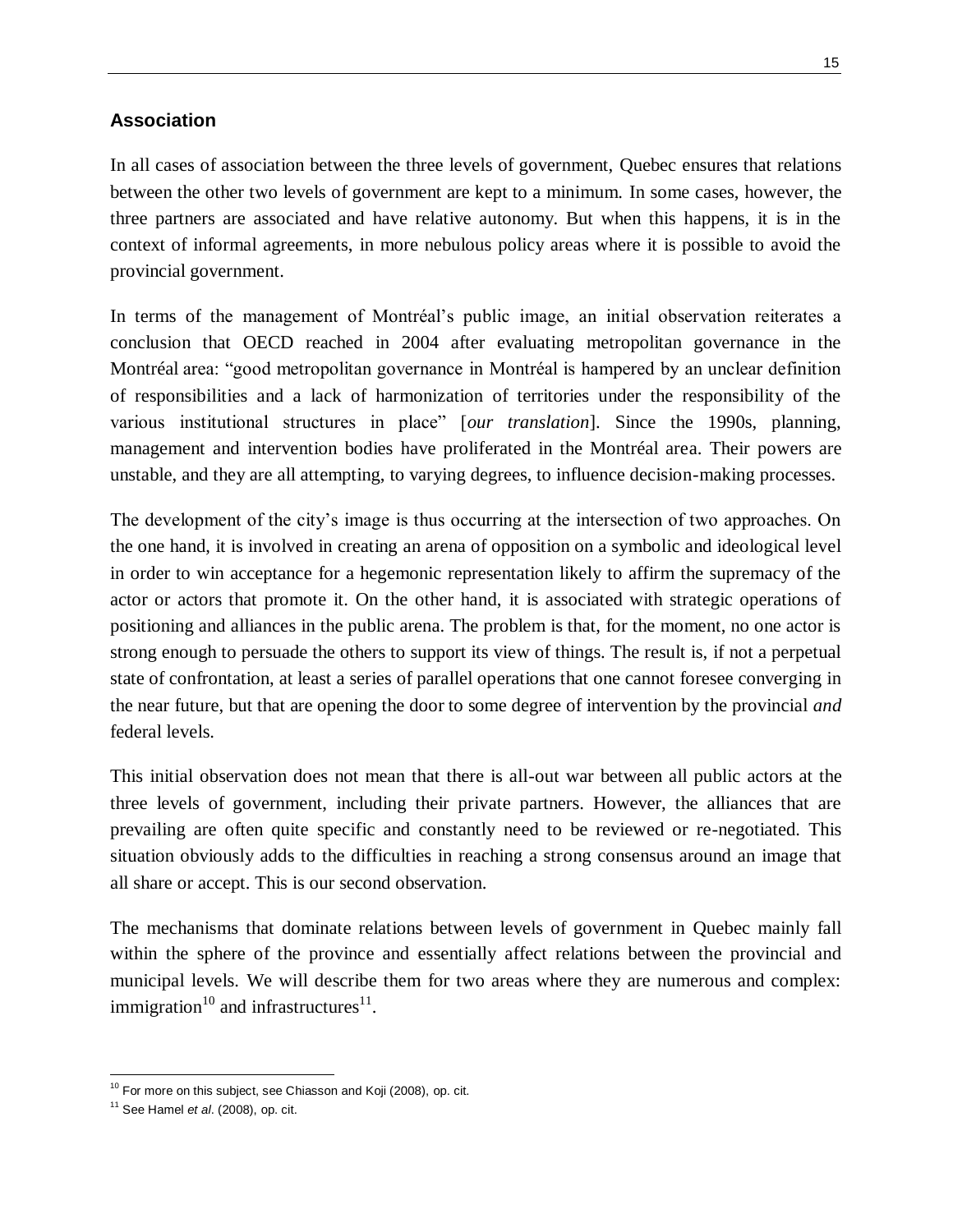### Association

In all cases of association between the three levels of government, Quebec ensures that relations between the other two levels of government are kept to a minimum. In some cases, however, the three partners are associated and have relative autonomy. But when this happens, it is in the context of informal agreements, in more nebulous policy areas where it is possible to avoid the provincial government.

In terms of the management of Montréal's public image, an initial observation reiterates a conclusion that OECD reached in 2004 after evaluating metropolitan governance in the Montréal area: "good metropolitan governance in Montréal is hampered by an unclear definition of responsibilities and a lack of harmonization of territories under the responsibility of the various institutional structures in place" [*our translation*]. Since the 1990s, planning, management and intervention bodies have proliferated in the Montréal area. Their powers are unstable, and they are all attempting, to varying degrees, to influence decision-making processes.

The development of the city's image is thus occurring at the intersection of two approaches. On the one hand, it is involved in creating an arena of opposition on a symbolic and ideological level in order to win acceptance for a hegemonic representation likely to affirm the supremacy of the actor or actors that promote it. On the other hand, it is associated with strategic operations of positioning and alliances in the public arena. The problem is that, for the moment, no one actor is strong enough to persuade the others to support its view of things. The result is, if not a perpetual state of confrontation, at least a series of parallel operations that one cannot foresee converging in the near future, but that are opening the door to some degree of intervention by the provincial *and* federal levels.

This initial observation does not mean that there is all-out war between all public actors at the three levels of government, including their private partners. However, the alliances that are prevailing are often quite specific and constantly need to be reviewed or re-negotiated. This situation obviously adds to the difficulties in reaching a strong consensus around an image that all share or accept. This is our second observation.

The mechanisms that dominate relations between levels of government in Quebec mainly fall within the sphere of the province and essentially affect relations between the provincial and municipal levels. We will describe them for two areas where they are numerous and complex: immigration[10] and infrastructures[11].

[10] For more on this subject, see Chiasson and Koji (2008), op. cit.

[11] See Hamel *et al*. (2008), op. cit.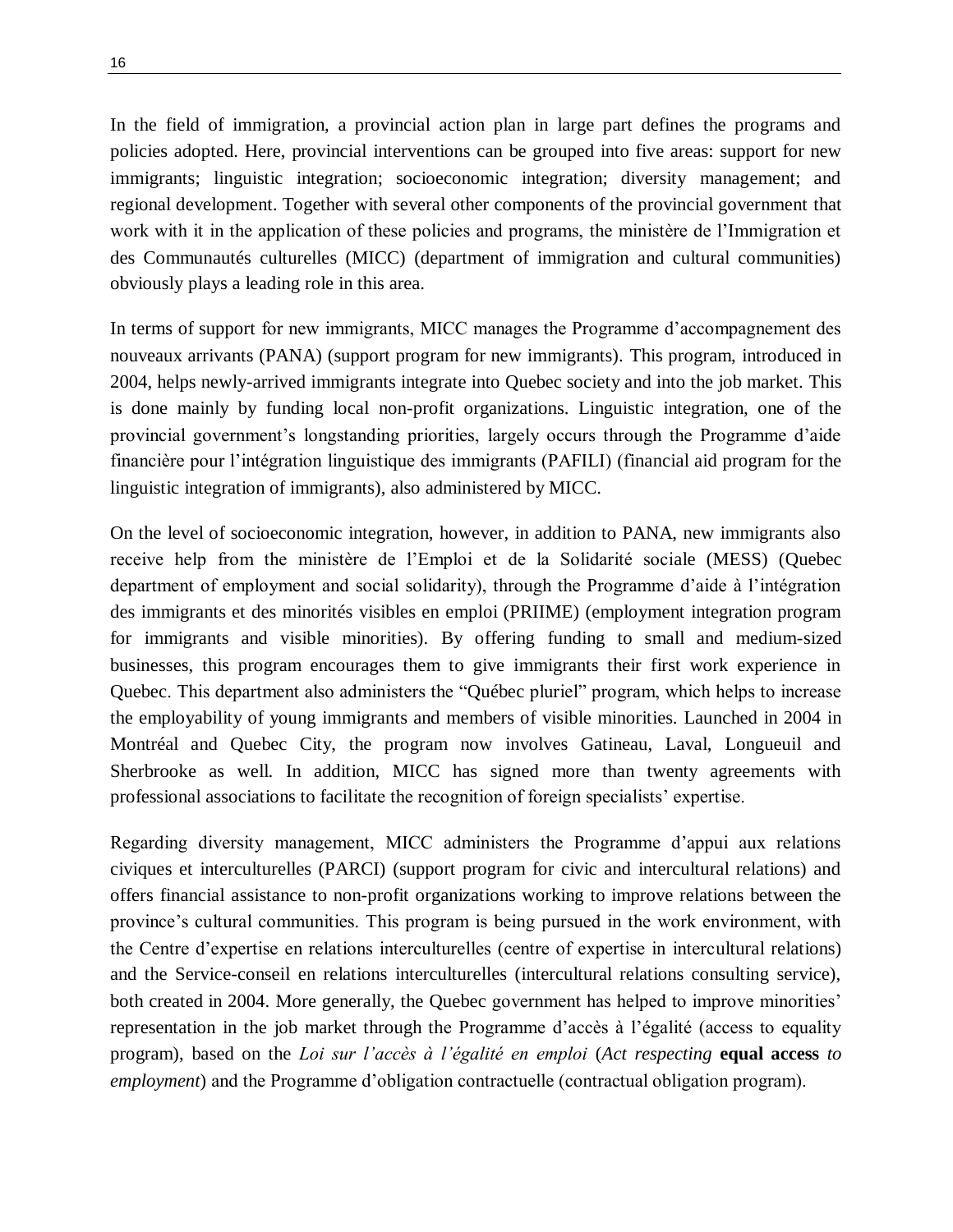In the field of immigration, a provincial action plan in large part defines the programs and policies adopted. Here, provincial interventions can be grouped into five areas: support for new immigrants; linguistic integration; socioeconomic integration; diversity management; and regional development. Together with several other components of the provincial government that work with it in the application of these policies and programs, the ministère de l'Immigration et des Communautés culturelles (MICC) (department of immigration and cultural communities) obviously plays a leading role in this area.

In terms of support for new immigrants, MICC manages the Programme d'accompagnement des nouveaux arrivants (PANA) (support program for new immigrants). This program, introduced in 2004, helps newly-arrived immigrants integrate into Quebec society and into the job market. This is done mainly by funding local non-profit organizations. Linguistic integration, one of the provincial government's longstanding priorities, largely occurs through the Programme d'aide financière pour l'intégration linguistique des immigrants (PAFILI) (financial aid program for the linguistic integration of immigrants), also administered by MICC.

On the level of socioeconomic integration, however, in addition to PANA, new immigrants also receive help from the ministère de l'Emploi et de la Solidarité sociale (MESS) (Quebec department of employment and social solidarity), through the Programme d'aide à l'intégration des immigrants et des minorités visibles en emploi (PRIIME) (employment integration program for immigrants and visible minorities). By offering funding to small and medium-sized businesses, this program encourages them to give immigrants their first work experience in Quebec. This department also administers the "Québec pluriel" program, which helps to increase the employability of young immigrants and members of visible minorities. Launched in 2004 in Montréal and Quebec City, the program now involves Gatineau, Laval, Longueuil and Sherbrooke as well. In addition, MICC has signed more than twenty agreements with professional associations to facilitate the recognition of foreign specialists' expertise.

Regarding diversity management, MICC administers the Programme d'appui aux relations civiques et interculturelles (PARCI) (support program for civic and intercultural relations) and offers financial assistance to non-profit organizations working to improve relations between the province's cultural communities. This program is being pursued in the work environment, with the Centre d'expertise en relations interculturelles (centre of expertise in intercultural relations) and the Service-conseil en relations interculturelles (intercultural relations consulting service), both created in 2004. More generally, the Quebec government has helped to improve minorities' representation in the job market through the Programme d'accès à l'égalité (access to equality program), based on the *Loi sur l'accès à l'égalité en emploi* (*Act respecting* **equal access** *to employment*) and the Programme d'obligation contractuelle (contractual obligation program).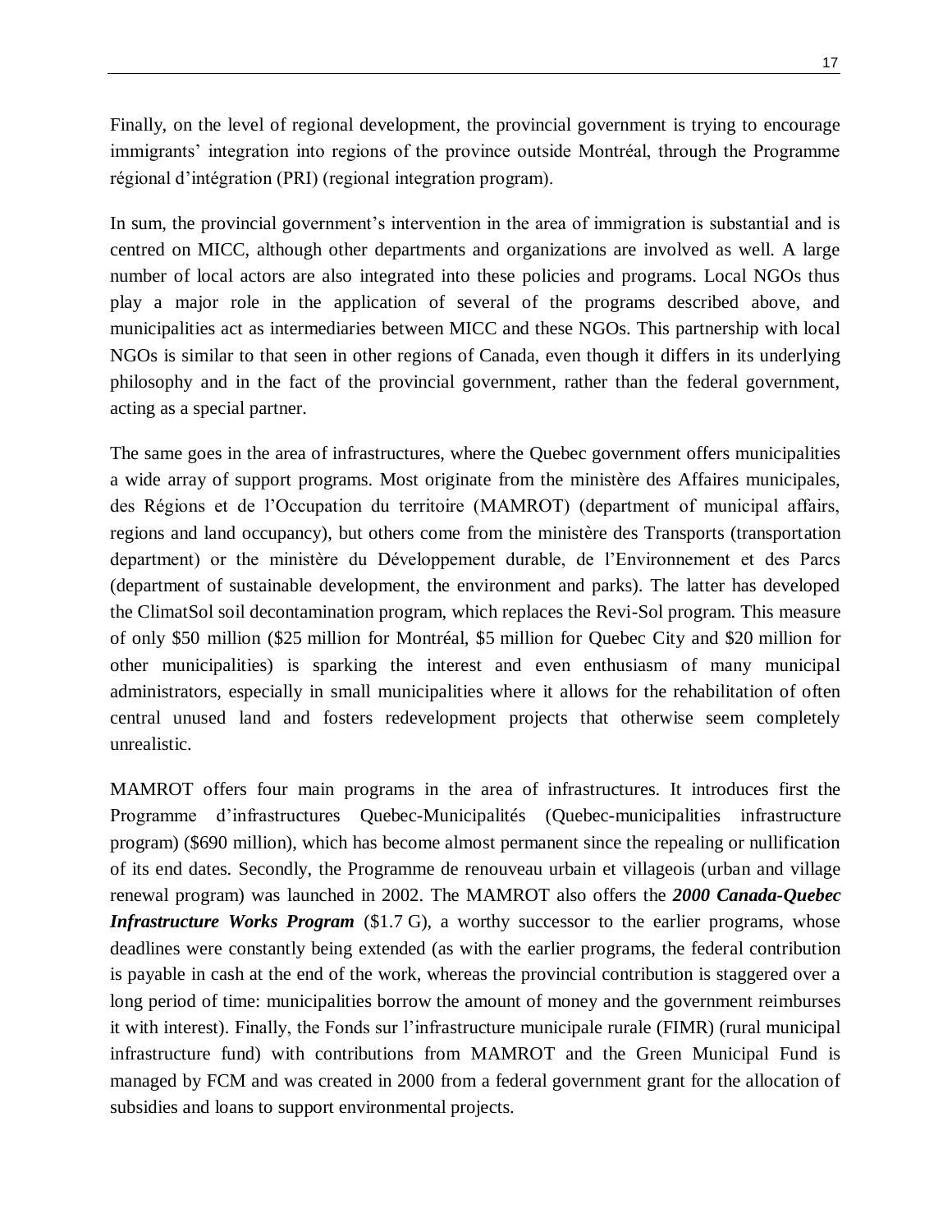Finally, on the level of regional development, the provincial government is trying to encourage immigrants' integration into regions of the province outside Montréal, through the Programme régional d'intégration (PRI) (regional integration program).

In sum, the provincial government's intervention in the area of immigration is substantial and is centred on MICC, although other departments and organizations are involved as well. A large number of local actors are also integrated into these policies and programs. Local NGOs thus play a major role in the application of several of the programs described above, and municipalities act as intermediaries between MICC and these NGOs. This partnership with local NGOs is similar to that seen in other regions of Canada, even though it differs in its underlying philosophy and in the fact of the provincial government, rather than the federal government, acting as a special partner.

The same goes in the area of infrastructures, where the Quebec government offers municipalities a wide array of support programs. Most originate from the ministère des Affaires municipales, des Régions et de l'Occupation du territoire (MAMROT) (department of municipal affairs, regions and land occupancy), but others come from the ministère des Transports (transportation department) or the ministère du Développement durable, de l'Environnement et des Parcs (department of sustainable development, the environment and parks). The latter has developed the ClimatSol soil decontamination program, which replaces the Revi-Sol program. This measure of only \$50 million (\$25 million for Montréal, \$5 million for Quebec City and \$20 million for other municipalities) is sparking the interest and even enthusiasm of many municipal administrators, especially in small municipalities where it allows for the rehabilitation of often central unused land and fosters redevelopment projects that otherwise seem completely unrealistic.

MAMROT offers four main programs in the area of infrastructures. It introduces first the Programme d'infrastructures Quebec-Municipalités (Quebec-municipalities infrastructure program) (\$690 million), which has become almost permanent since the repealing or nullification of its end dates. Secondly, the Programme de renouveau urbain et villageois (urban and village renewal program) was launched in 2002. The MAMROT also offers the ***2000 Canada-Quebec Infrastructure Works Program*** (\$1.7 G), a worthy successor to the earlier programs, whose deadlines were constantly being extended (as with the earlier programs, the federal contribution is payable in cash at the end of the work, whereas the provincial contribution is staggered over a long period of time: municipalities borrow the amount of money and the government reimburses it with interest). Finally, the Fonds sur l'infrastructure municipale rurale (FIMR) (rural municipal infrastructure fund) with contributions from MAMROT and the Green Municipal Fund is managed by FCM and was created in 2000 from a federal government grant for the allocation of subsidies and loans to support environmental projects.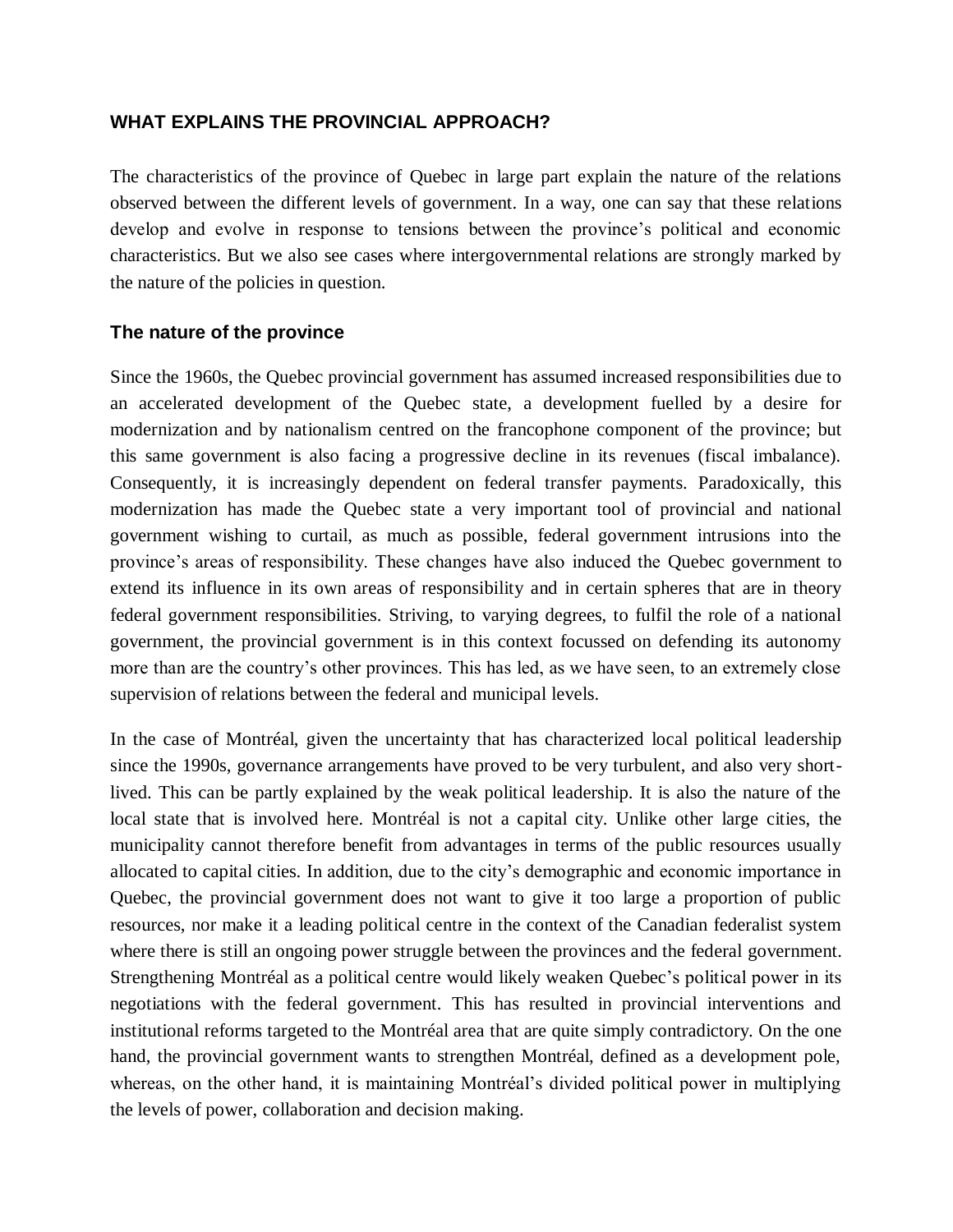## WHAT EXPLAINS THE PROVINCIAL APPROACH?

The characteristics of the province of Quebec in large part explain the nature of the relations observed between the different levels of government. In a way, one can say that these relations develop and evolve in response to tensions between the province's political and economic characteristics. But we also see cases where intergovernmental relations are strongly marked by the nature of the policies in question.

### The nature of the province

Since the 1960s, the Quebec provincial government has assumed increased responsibilities due to an accelerated development of the Quebec state, a development fuelled by a desire for modernization and by nationalism centred on the francophone component of the province; but this same government is also facing a progressive decline in its revenues (fiscal imbalance). Consequently, it is increasingly dependent on federal transfer payments. Paradoxically, this modernization has made the Quebec state a very important tool of provincial and national government wishing to curtail, as much as possible, federal government intrusions into the province's areas of responsibility. These changes have also induced the Quebec government to extend its influence in its own areas of responsibility and in certain spheres that are in theory federal government responsibilities. Striving, to varying degrees, to fulfil the role of a national government, the provincial government is in this context focussed on defending its autonomy more than are the country's other provinces. This has led, as we have seen, to an extremely close supervision of relations between the federal and municipal levels.

In the case of Montréal, given the uncertainty that has characterized local political leadership since the 1990s, governance arrangements have proved to be very turbulent, and also very short-lived. This can be partly explained by the weak political leadership. It is also the nature of the local state that is involved here. Montréal is not a capital city. Unlike other large cities, the municipality cannot therefore benefit from advantages in terms of the public resources usually allocated to capital cities. In addition, due to the city's demographic and economic importance in Quebec, the provincial government does not want to give it too large a proportion of public resources, nor make it a leading political centre in the context of the Canadian federalist system where there is still an ongoing power struggle between the provinces and the federal government. Strengthening Montréal as a political centre would likely weaken Quebec's political power in its negotiations with the federal government. This has resulted in provincial interventions and institutional reforms targeted to the Montréal area that are quite simply contradictory. On the one hand, the provincial government wants to strengthen Montréal, defined as a development pole, whereas, on the other hand, it is maintaining Montréal's divided political power in multiplying the levels of power, collaboration and decision making.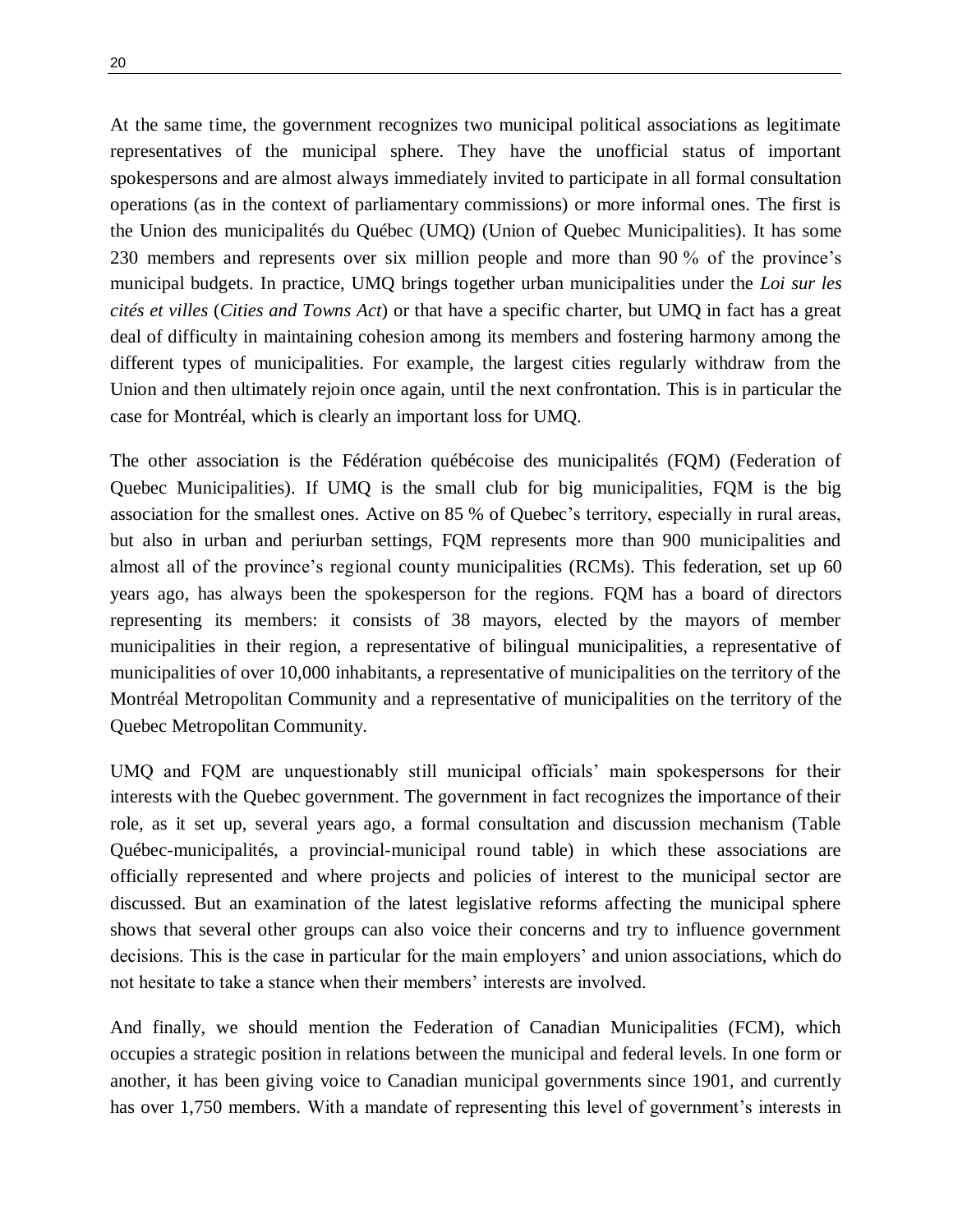At the same time, the government recognizes two municipal political associations as legitimate representatives of the municipal sphere. They have the unofficial status of important spokespersons and are almost always immediately invited to participate in all formal consultation operations (as in the context of parliamentary commissions) or more informal ones. The first is the Union des municipalités du Québec (UMQ) (Union of Quebec Municipalities). It has some 230 members and represents over six million people and more than 90 % of the province's municipal budgets. In practice, UMQ brings together urban municipalities under the *Loi sur les cités et villes* (*Cities and Towns Act*) or that have a specific charter, but UMQ in fact has a great deal of difficulty in maintaining cohesion among its members and fostering harmony among the different types of municipalities. For example, the largest cities regularly withdraw from the Union and then ultimately rejoin once again, until the next confrontation. This is in particular the case for Montréal, which is clearly an important loss for UMQ.

The other association is the Fédération québécoise des municipalités (FQM) (Federation of Quebec Municipalities). If UMQ is the small club for big municipalities, FQM is the big association for the smallest ones. Active on 85 % of Quebec's territory, especially in rural areas, but also in urban and periurban settings, FQM represents more than 900 municipalities and almost all of the province's regional county municipalities (RCMs). This federation, set up 60 years ago, has always been the spokesperson for the regions. FQM has a board of directors representing its members: it consists of 38 mayors, elected by the mayors of member municipalities in their region, a representative of bilingual municipalities, a representative of municipalities of over 10,000 inhabitants, a representative of municipalities on the territory of the Montréal Metropolitan Community and a representative of municipalities on the territory of the Quebec Metropolitan Community.

UMQ and FQM are unquestionably still municipal officials' main spokespersons for their interests with the Quebec government. The government in fact recognizes the importance of their role, as it set up, several years ago, a formal consultation and discussion mechanism (Table Québec-municipalités, a provincial-municipal round table) in which these associations are officially represented and where projects and policies of interest to the municipal sector are discussed. But an examination of the latest legislative reforms affecting the municipal sphere shows that several other groups can also voice their concerns and try to influence government decisions. This is the case in particular for the main employers' and union associations, which do not hesitate to take a stance when their members' interests are involved.

And finally, we should mention the Federation of Canadian Municipalities (FCM), which occupies a strategic position in relations between the municipal and federal levels. In one form or another, it has been giving voice to Canadian municipal governments since 1901, and currently has over 1,750 members. With a mandate of representing this level of government's interests in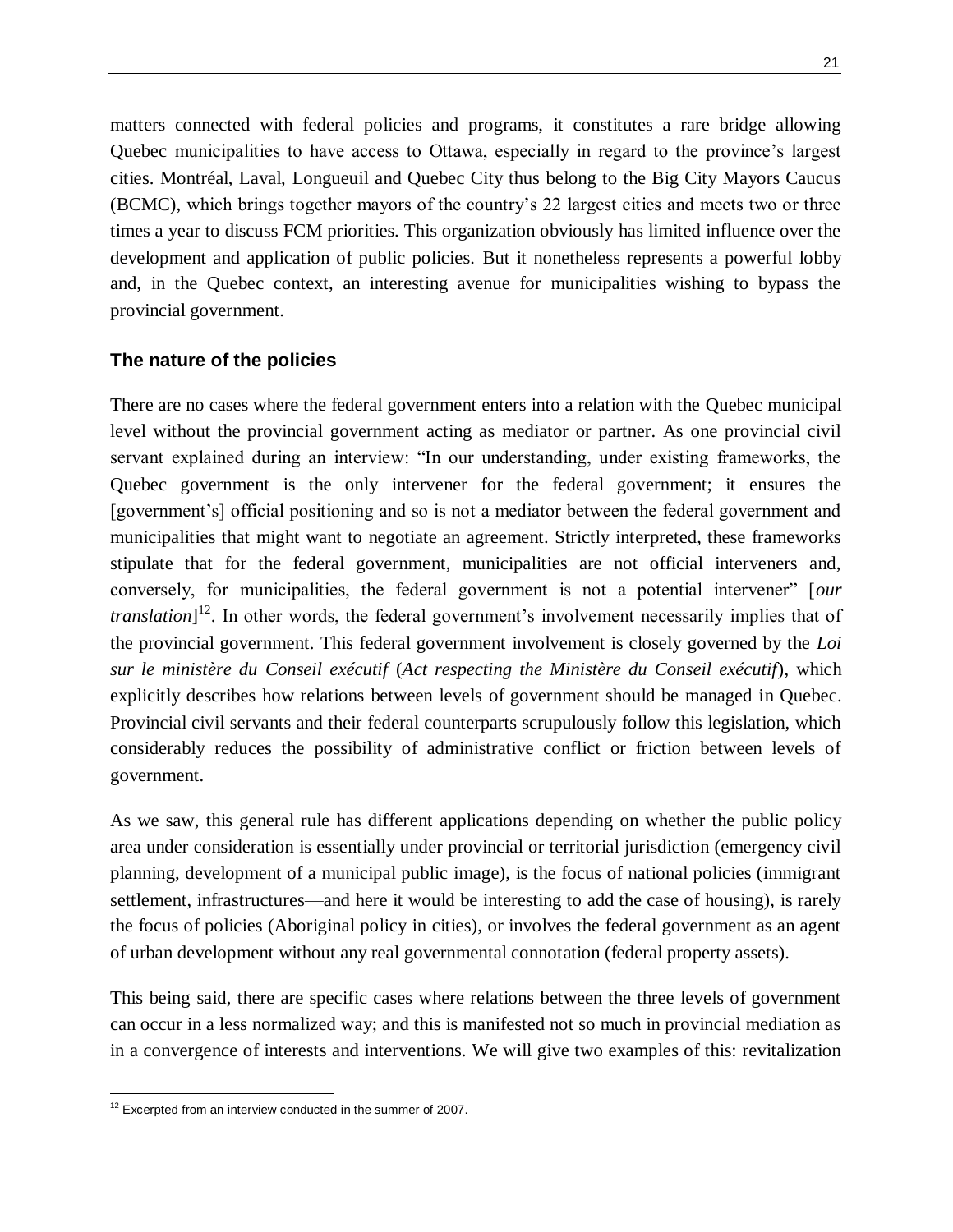matters connected with federal policies and programs, it constitutes a rare bridge allowing Quebec municipalities to have access to Ottawa, especially in regard to the province's largest cities. Montréal, Laval, Longueuil and Quebec City thus belong to the Big City Mayors Caucus (BCMC), which brings together mayors of the country's 22 largest cities and meets two or three times a year to discuss FCM priorities. This organization obviously has limited influence over the development and application of public policies. But it nonetheless represents a powerful lobby and, in the Quebec context, an interesting avenue for municipalities wishing to bypass the provincial government.

### The nature of the policies

There are no cases where the federal government enters into a relation with the Quebec municipal level without the provincial government acting as mediator or partner. As one provincial civil servant explained during an interview: "In our understanding, under existing frameworks, the Quebec government is the only intervener for the federal government; it ensures the [government's] official positioning and so is not a mediator between the federal government and municipalities that might want to negotiate an agreement. Strictly interpreted, these frameworks stipulate that for the federal government, municipalities are not official interveners and, conversely, for municipalities, the federal government is not a potential intervener" [*our translation*][12]. In other words, the federal government's involvement necessarily implies that of the provincial government. This federal government involvement is closely governed by the *Loi sur le ministère du Conseil exécutif* (*Act respecting the Ministère du Conseil exécutif*), which explicitly describes how relations between levels of government should be managed in Quebec. Provincial civil servants and their federal counterparts scrupulously follow this legislation, which considerably reduces the possibility of administrative conflict or friction between levels of government.

As we saw, this general rule has different applications depending on whether the public policy area under consideration is essentially under provincial or territorial jurisdiction (emergency civil planning, development of a municipal public image), is the focus of national policies (immigrant settlement, infrastructures—and here it would be interesting to add the case of housing), is rarely the focus of policies (Aboriginal policy in cities), or involves the federal government as an agent of urban development without any real governmental connotation (federal property assets).

This being said, there are specific cases where relations between the three levels of government can occur in a less normalized way; and this is manifested not so much in provincial mediation as in a convergence of interests and interventions. We will give two examples of this: revitalization

[12] Excerpted from an interview conducted in the summer of 2007.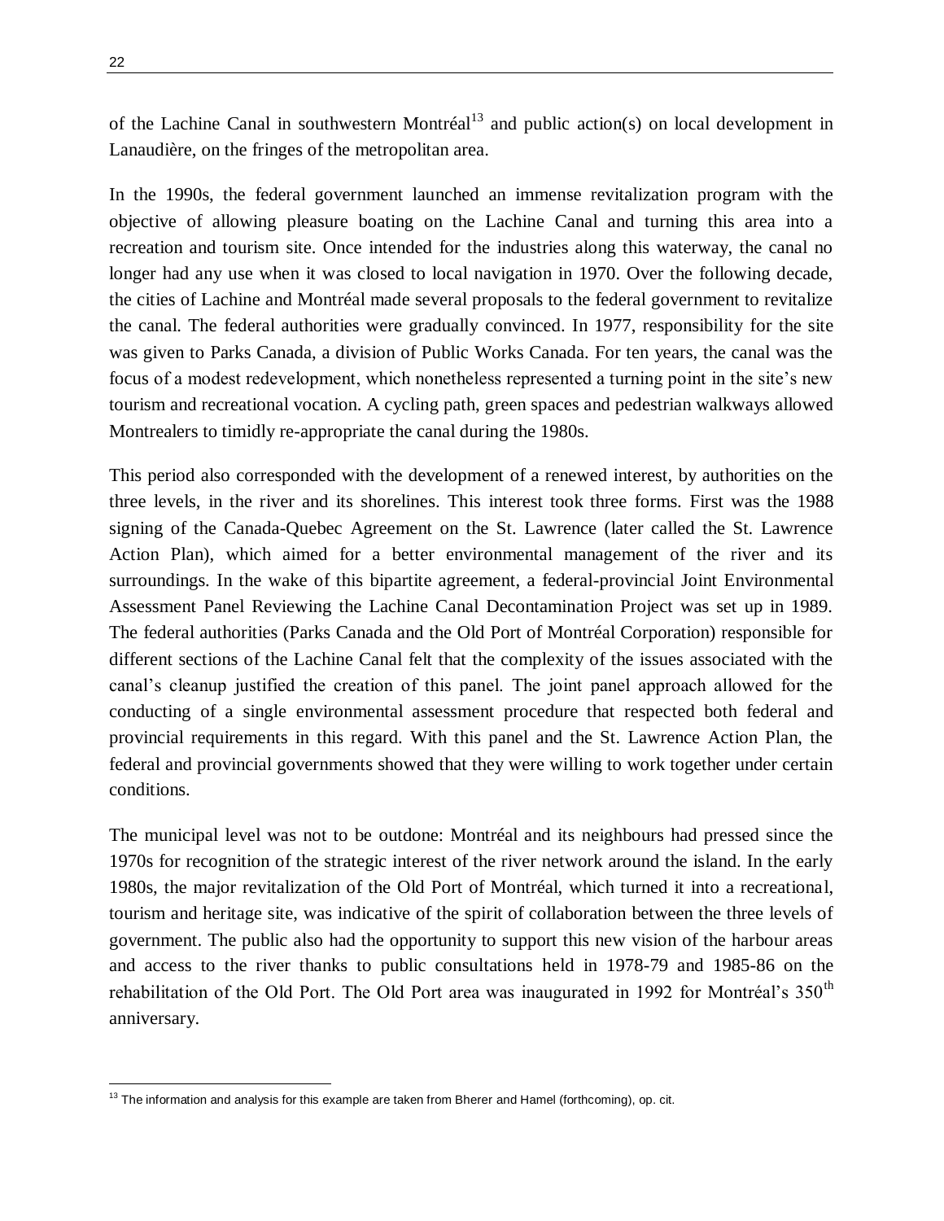of the Lachine Canal in southwestern Montréal[13] and public action(s) on local development in Lanaudière, on the fringes of the metropolitan area.

In the 1990s, the federal government launched an immense revitalization program with the objective of allowing pleasure boating on the Lachine Canal and turning this area into a recreation and tourism site. Once intended for the industries along this waterway, the canal no longer had any use when it was closed to local navigation in 1970. Over the following decade, the cities of Lachine and Montréal made several proposals to the federal government to revitalize the canal. The federal authorities were gradually convinced. In 1977, responsibility for the site was given to Parks Canada, a division of Public Works Canada. For ten years, the canal was the focus of a modest redevelopment, which nonetheless represented a turning point in the site's new tourism and recreational vocation. A cycling path, green spaces and pedestrian walkways allowed Montrealers to timidly re-appropriate the canal during the 1980s.

This period also corresponded with the development of a renewed interest, by authorities on the three levels, in the river and its shorelines. This interest took three forms. First was the 1988 signing of the Canada-Quebec Agreement on the St. Lawrence (later called the St. Lawrence Action Plan), which aimed for a better environmental management of the river and its surroundings. In the wake of this bipartite agreement, a federal-provincial Joint Environmental Assessment Panel Reviewing the Lachine Canal Decontamination Project was set up in 1989. The federal authorities (Parks Canada and the Old Port of Montréal Corporation) responsible for different sections of the Lachine Canal felt that the complexity of the issues associated with the canal's cleanup justified the creation of this panel. The joint panel approach allowed for the conducting of a single environmental assessment procedure that respected both federal and provincial requirements in this regard. With this panel and the St. Lawrence Action Plan, the federal and provincial governments showed that they were willing to work together under certain conditions.

The municipal level was not to be outdone: Montréal and its neighbours had pressed since the 1970s for recognition of the strategic interest of the river network around the island. In the early 1980s, the major revitalization of the Old Port of Montréal, which turned it into a recreational, tourism and heritage site, was indicative of the spirit of collaboration between the three levels of government. The public also had the opportunity to support this new vision of the harbour areas and access to the river thanks to public consultations held in 1978-79 and 1985-86 on the rehabilitation of the Old Port. The Old Port area was inaugurated in 1992 for Montréal's 350th anniversary.

[13] The information and analysis for this example are taken from Bherer and Hamel (forthcoming), op. cit.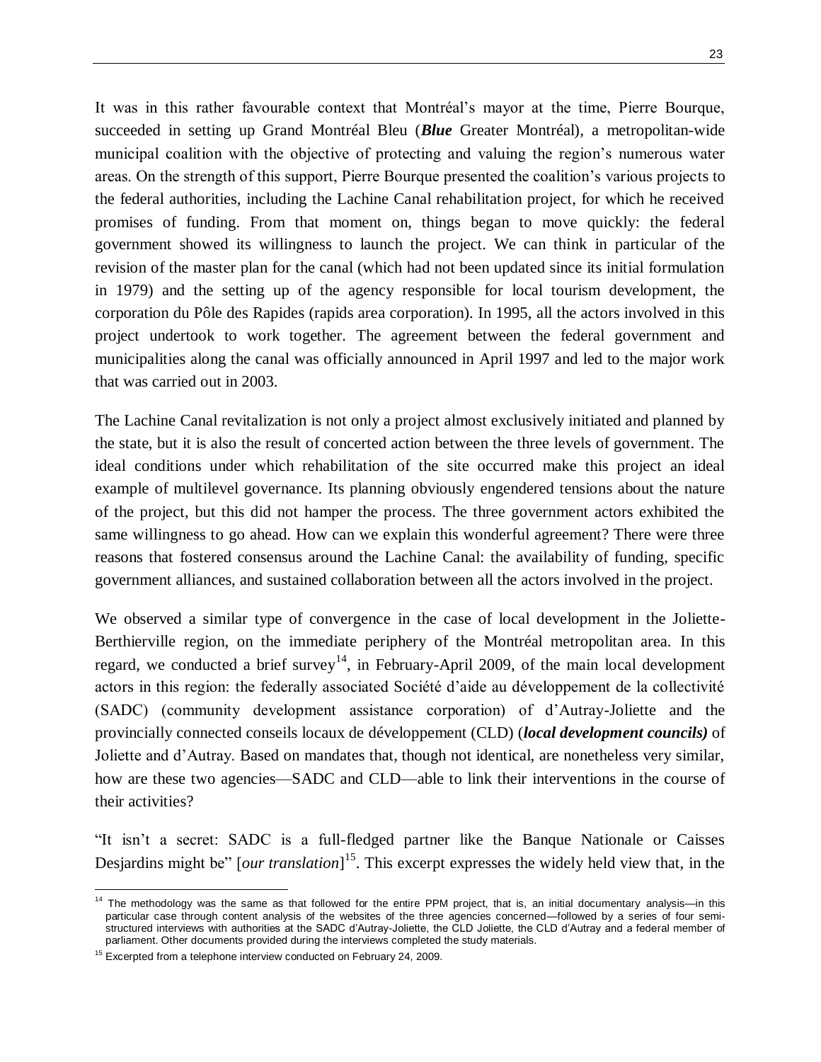It was in this rather favourable context that Montréal's mayor at the time, Pierre Bourque, succeeded in setting up Grand Montréal Bleu (***Blue*** Greater Montréal), a metropolitan-wide municipal coalition with the objective of protecting and valuing the region's numerous water areas. On the strength of this support, Pierre Bourque presented the coalition's various projects to the federal authorities, including the Lachine Canal rehabilitation project, for which he received promises of funding. From that moment on, things began to move quickly: the federal government showed its willingness to launch the project. We can think in particular of the revision of the master plan for the canal (which had not been updated since its initial formulation in 1979) and the setting up of the agency responsible for local tourism development, the corporation du Pôle des Rapides (rapids area corporation). In 1995, all the actors involved in this project undertook to work together. The agreement between the federal government and municipalities along the canal was officially announced in April 1997 and led to the major work that was carried out in 2003.

The Lachine Canal revitalization is not only a project almost exclusively initiated and planned by the state, but it is also the result of concerted action between the three levels of government. The ideal conditions under which rehabilitation of the site occurred make this project an ideal example of multilevel governance. Its planning obviously engendered tensions about the nature of the project, but this did not hamper the process. The three government actors exhibited the same willingness to go ahead. How can we explain this wonderful agreement? There were three reasons that fostered consensus around the Lachine Canal: the availability of funding, specific government alliances, and sustained collaboration between all the actors involved in the project.

We observed a similar type of convergence in the case of local development in the Joliette-Berthierville region, on the immediate periphery of the Montréal metropolitan area. In this regard, we conducted a brief survey[14], in February-April 2009, of the main local development actors in this region: the federally associated Société d'aide au développement de la collectivité (SADC) (community development assistance corporation) of d'Autray-Joliette and the provincially connected conseils locaux de développement (CLD) (***local development councils)*** of Joliette and d'Autray. Based on mandates that, though not identical, are nonetheless very similar, how are these two agencies—SADC and CLD—able to link their interventions in the course of their activities?

"It isn't a secret: SADC is a full-fledged partner like the Banque Nationale or Caisses Desjardins might be" [*our translation*][15]. This excerpt expresses the widely held view that, in the

---

[14] The methodology was the same as that followed for the entire PPM project, that is, an initial documentary analysis—in this particular case through content analysis of the websites of the three agencies concerned—followed by a series of four semi-structured interviews with authorities at the SADC d'Autray-Joliette, the CLD Joliette, the CLD d'Autray and a federal member of parliament. Other documents provided during the interviews completed the study materials.

[15] Excerpted from a telephone interview conducted on February 24, 2009.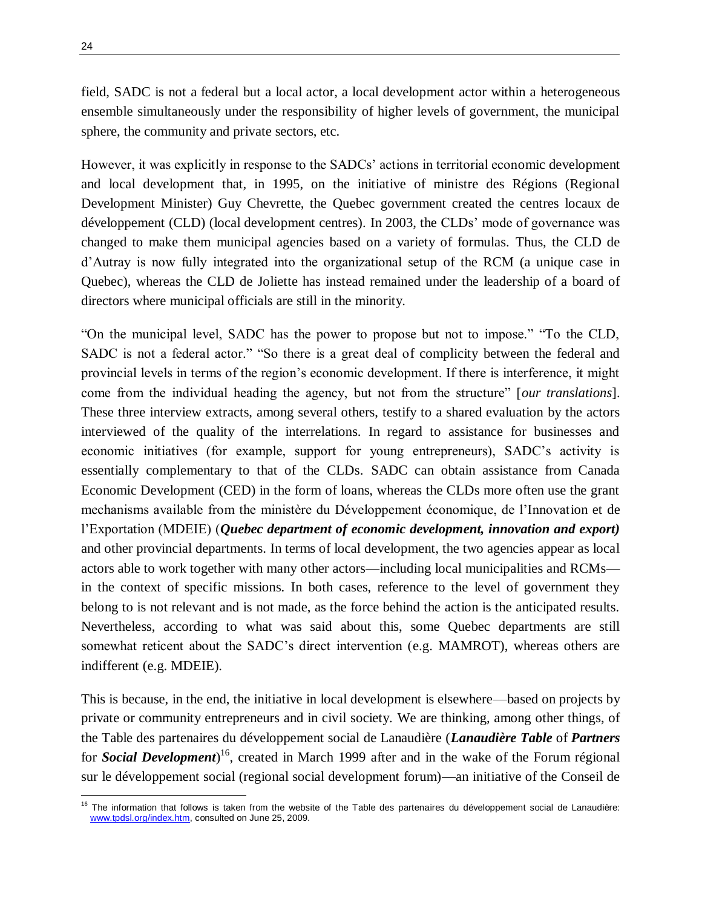field, SADC is not a federal but a local actor, a local development actor within a heterogeneous ensemble simultaneously under the responsibility of higher levels of government, the municipal sphere, the community and private sectors, etc.

However, it was explicitly in response to the SADCs' actions in territorial economic development and local development that, in 1995, on the initiative of ministre des Régions (Regional Development Minister) Guy Chevrette, the Quebec government created the centres locaux de développement (CLD) (local development centres). In 2003, the CLDs' mode of governance was changed to make them municipal agencies based on a variety of formulas. Thus, the CLD de d'Autray is now fully integrated into the organizational setup of the RCM (a unique case in Quebec), whereas the CLD de Joliette has instead remained under the leadership of a board of directors where municipal officials are still in the minority.

"On the municipal level, SADC has the power to propose but not to impose." "To the CLD, SADC is not a federal actor." "So there is a great deal of complicity between the federal and provincial levels in terms of the region's economic development. If there is interference, it might come from the individual heading the agency, but not from the structure" [*our translations*]. These three interview extracts, among several others, testify to a shared evaluation by the actors interviewed of the quality of the interrelations. In regard to assistance for businesses and economic initiatives (for example, support for young entrepreneurs), SADC's activity is essentially complementary to that of the CLDs. SADC can obtain assistance from Canada Economic Development (CED) in the form of loans, whereas the CLDs more often use the grant mechanisms available from the ministère du Développement économique, de l'Innovation et de l'Exportation (MDEIE) (***Quebec department of economic development, innovation and export)*** and other provincial departments. In terms of local development, the two agencies appear as local actors able to work together with many other actors—including local municipalities and RCMs—in the context of specific missions. In both cases, reference to the level of government they belong to is not relevant and is not made, as the force behind the action is the anticipated results. Nevertheless, according to what was said about this, some Quebec departments are still somewhat reticent about the SADC's direct intervention (e.g. MAMROT), whereas others are indifferent (e.g. MDEIE).

This is because, in the end, the initiative in local development is elsewhere—based on projects by private or community entrepreneurs and in civil society. We are thinking, among other things, of the Table des partenaires du développement social de Lanaudière (***Lanaudière Table*** of ***Partners*** for ***Social Development***)[16], created in March 1999 after and in the wake of the Forum régional sur le développement social (regional social development forum)—an initiative of the Conseil de

[16] The information that follows is taken from the website of the Table des partenaires du développement social de Lanaudière: www.tpdsl.org/index.htm, consulted on June 25, 2009.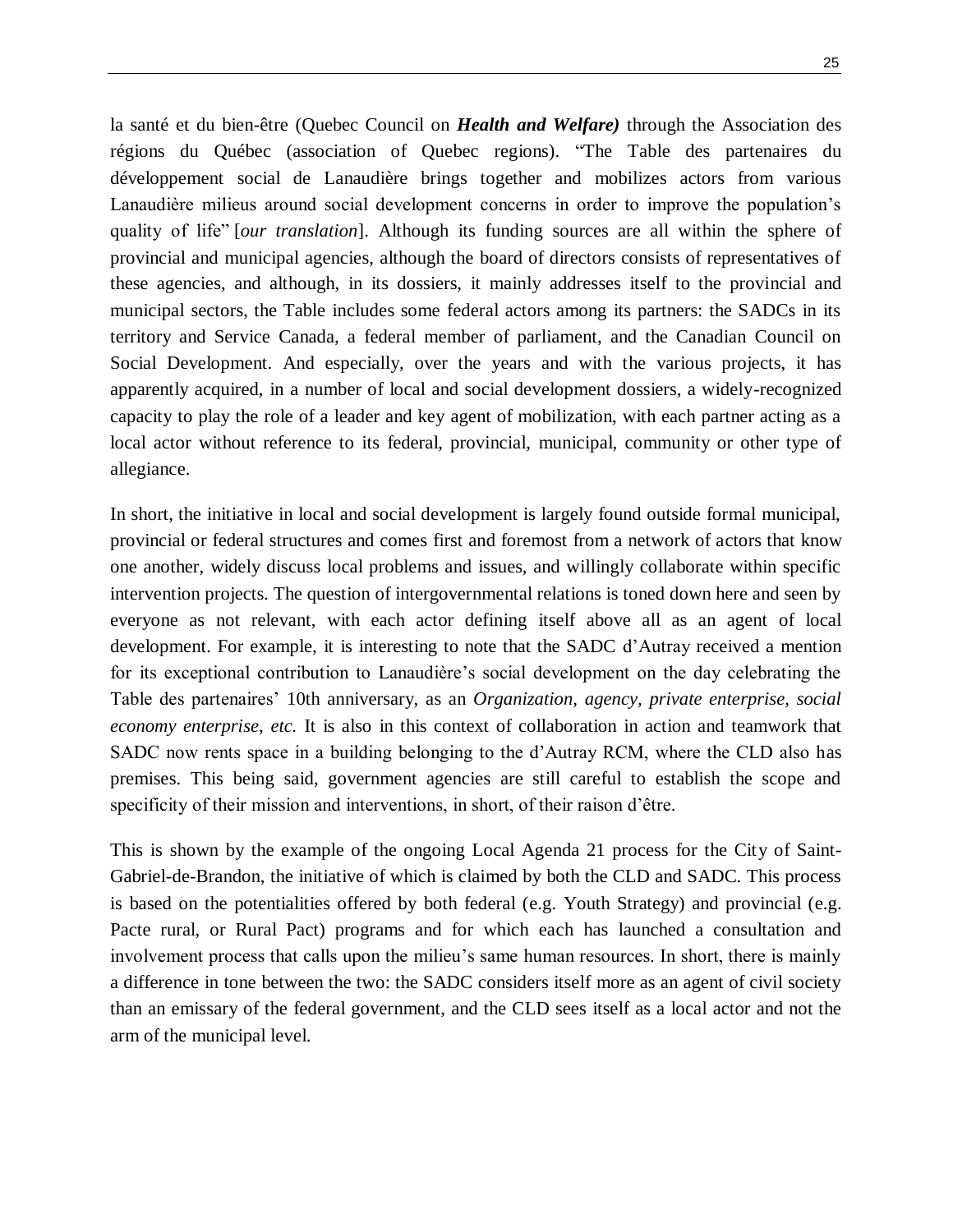la santé et du bien-être (Quebec Council on ***Health and Welfare)*** through the Association des régions du Québec (association of Quebec regions). "The Table des partenaires du développement social de Lanaudière brings together and mobilizes actors from various Lanaudière milieus around social development concerns in order to improve the population's quality of life" [*our translation*]. Although its funding sources are all within the sphere of provincial and municipal agencies, although the board of directors consists of representatives of these agencies, and although, in its dossiers, it mainly addresses itself to the provincial and municipal sectors, the Table includes some federal actors among its partners: the SADCs in its territory and Service Canada, a federal member of parliament, and the Canadian Council on Social Development. And especially, over the years and with the various projects, it has apparently acquired, in a number of local and social development dossiers, a widely-recognized capacity to play the role of a leader and key agent of mobilization, with each partner acting as a local actor without reference to its federal, provincial, municipal, community or other type of allegiance.

In short, the initiative in local and social development is largely found outside formal municipal, provincial or federal structures and comes first and foremost from a network of actors that know one another, widely discuss local problems and issues, and willingly collaborate within specific intervention projects. The question of intergovernmental relations is toned down here and seen by everyone as not relevant, with each actor defining itself above all as an agent of local development. For example, it is interesting to note that the SADC d'Autray received a mention for its exceptional contribution to Lanaudière's social development on the day celebrating the Table des partenaires' 10th anniversary, as an *Organization, agency, private enterprise, social economy enterprise, etc.* It is also in this context of collaboration in action and teamwork that SADC now rents space in a building belonging to the d'Autray RCM, where the CLD also has premises. This being said, government agencies are still careful to establish the scope and specificity of their mission and interventions, in short, of their raison d'être.

This is shown by the example of the ongoing Local Agenda 21 process for the City of Saint-Gabriel-de-Brandon, the initiative of which is claimed by both the CLD and SADC. This process is based on the potentialities offered by both federal (e.g. Youth Strategy) and provincial (e.g. Pacte rural, or Rural Pact) programs and for which each has launched a consultation and involvement process that calls upon the milieu's same human resources. In short, there is mainly a difference in tone between the two: the SADC considers itself more as an agent of civil society than an emissary of the federal government, and the CLD sees itself as a local actor and not the arm of the municipal level.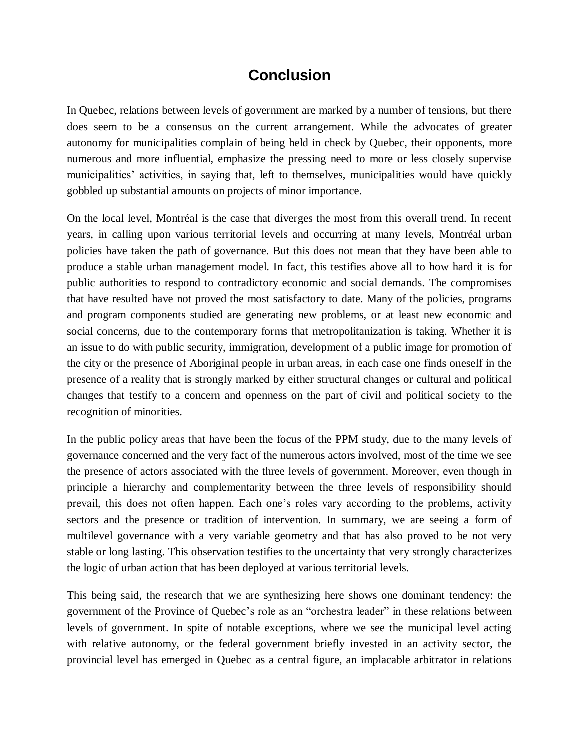# Conclusion

In Quebec, relations between levels of government are marked by a number of tensions, but there does seem to be a consensus on the current arrangement. While the advocates of greater autonomy for municipalities complain of being held in check by Quebec, their opponents, more numerous and more influential, emphasize the pressing need to more or less closely supervise municipalities' activities, in saying that, left to themselves, municipalities would have quickly gobbled up substantial amounts on projects of minor importance.

On the local level, Montréal is the case that diverges the most from this overall trend. In recent years, in calling upon various territorial levels and occurring at many levels, Montréal urban policies have taken the path of governance. But this does not mean that they have been able to produce a stable urban management model. In fact, this testifies above all to how hard it is for public authorities to respond to contradictory economic and social demands. The compromises that have resulted have not proved the most satisfactory to date. Many of the policies, programs and program components studied are generating new problems, or at least new economic and social concerns, due to the contemporary forms that metropolitanization is taking. Whether it is an issue to do with public security, immigration, development of a public image for promotion of the city or the presence of Aboriginal people in urban areas, in each case one finds oneself in the presence of a reality that is strongly marked by either structural changes or cultural and political changes that testify to a concern and openness on the part of civil and political society to the recognition of minorities.

In the public policy areas that have been the focus of the PPM study, due to the many levels of governance concerned and the very fact of the numerous actors involved, most of the time we see the presence of actors associated with the three levels of government. Moreover, even though in principle a hierarchy and complementarity between the three levels of responsibility should prevail, this does not often happen. Each one's roles vary according to the problems, activity sectors and the presence or tradition of intervention. In summary, we are seeing a form of multilevel governance with a very variable geometry and that has also proved to be not very stable or long lasting. This observation testifies to the uncertainty that very strongly characterizes the logic of urban action that has been deployed at various territorial levels.

This being said, the research that we are synthesizing here shows one dominant tendency: the government of the Province of Quebec's role as an "orchestra leader" in these relations between levels of government. In spite of notable exceptions, where we see the municipal level acting with relative autonomy, or the federal government briefly invested in an activity sector, the provincial level has emerged in Quebec as a central figure, an implacable arbitrator in relations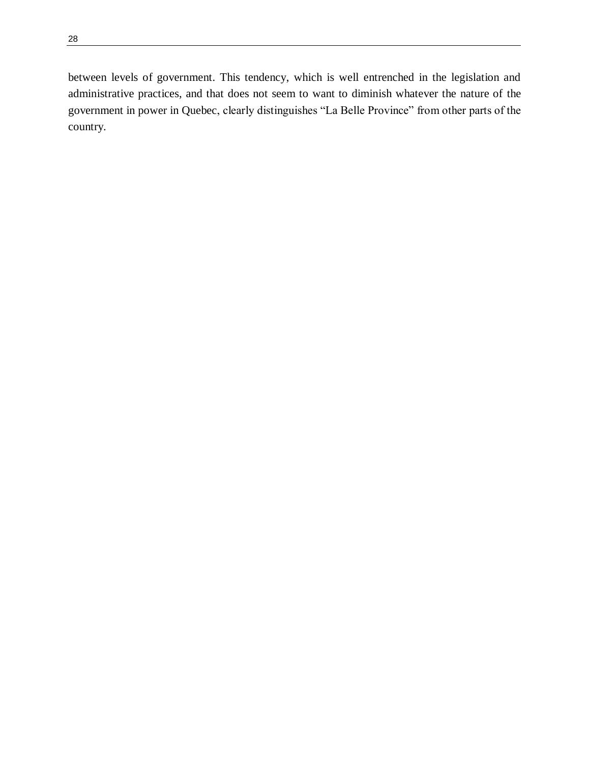between levels of government. This tendency, which is well entrenched in the legislation and administrative practices, and that does not seem to want to diminish whatever the nature of the government in power in Quebec, clearly distinguishes “La Belle Province” from other parts of the country.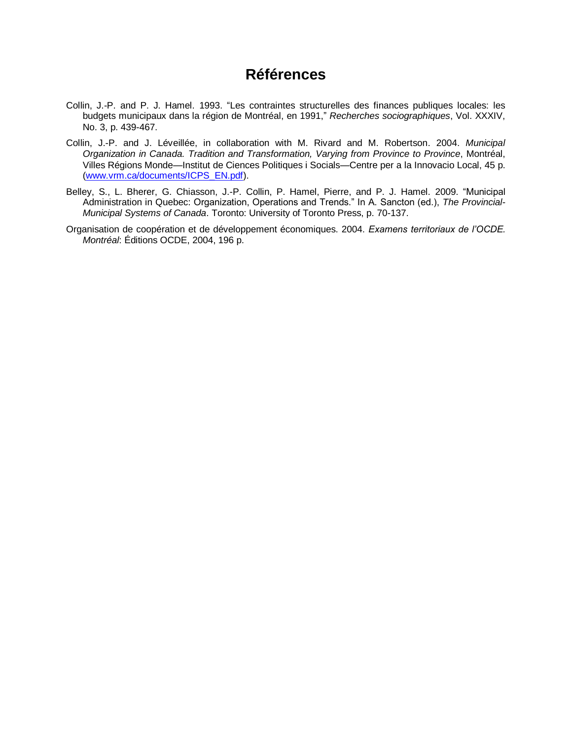# Références

Collin, J.-P. and P. J. Hamel. 1993. “Les contraintes structurelles des finances publiques locales: les budgets municipaux dans la région de Montréal, en 1991,” *Recherches sociographiques*, Vol. XXXIV, No. 3, p. 439-467.

Collin, J.-P. and J. Léveillée, in collaboration with M. Rivard and M. Robertson. 2004. *Municipal Organization in Canada. Tradition and Transformation, Varying from Province to Province*, Montréal, Villes Régions Monde—Institut de Ciences Politiques i Socials—Centre per a la Innovacio Local, 45 p. (www.vrm.ca/documents/ICPS_EN.pdf).

Belley, S., L. Bherer, G. Chiasson, J.-P. Collin, P. Hamel, Pierre, and P. J. Hamel. 2009. “Municipal Administration in Quebec: Organization, Operations and Trends.” In A. Sancton (ed.), *The Provincial-Municipal Systems of Canada*. Toronto: University of Toronto Press, p. 70-137.

Organisation de coopération et de développement économiques. 2004. *Examens territoriaux de l’OCDE. Montréal*: Éditions OCDE, 2004, 196 p.